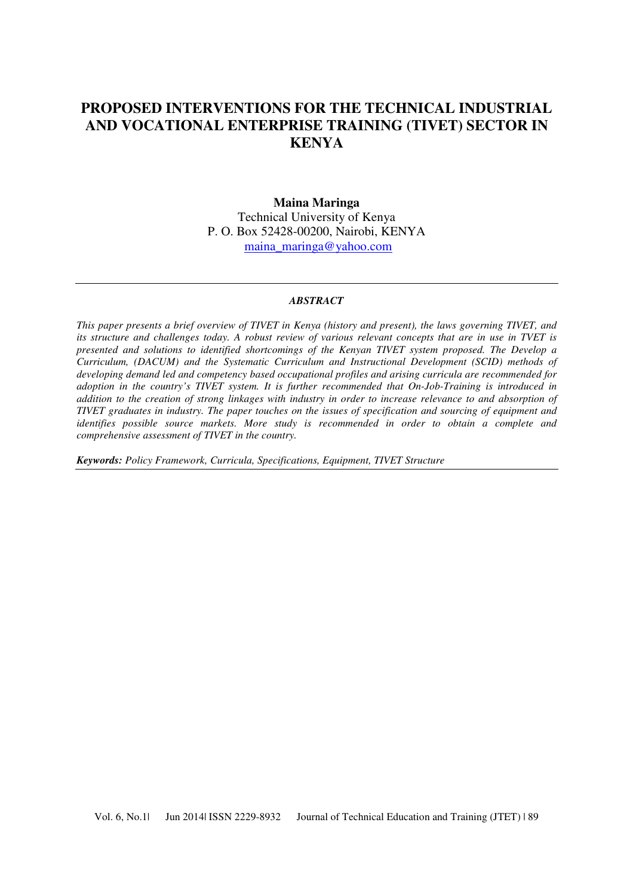# PROPOSED INTERVENTIONS FOR THE TECHNICAL INDUSTRIAL AND VOCATIONAL ENTERPRISE TRAINING (TIVET) SECTOR IN KENYA

**Maina Maringa**
Technical University of Kenya
P. O. Box 52428-00200, Nairobi, KENYA
maina_maringa@yahoo.com

---

### *ABSTRACT*

*This paper presents a brief overview of TIVET in Kenya (history and present), the laws governing TIVET, and its structure and challenges today. A robust review of various relevant concepts that are in use in TVET is presented and solutions to identified shortcomings of the Kenyan TIVET system proposed. The Develop a Curriculum, (DACUM) and the Systematic Curriculum and Instructional Development (SCID) methods of developing demand led and competency based occupational profiles and arising curricula are recommended for adoption in the country's TIVET system. It is further recommended that On-Job-Training is introduced in addition to the creation of strong linkages with industry in order to increase relevance to and absorption of TIVET graduates in industry. The paper touches on the issues of specification and sourcing of equipment and identifies possible source markets. More study is recommended in order to obtain a complete and comprehensive assessment of TIVET in the country.*

***Keywords:*** *Policy Framework, Curricula, Specifications, Equipment, TIVET Structure*

---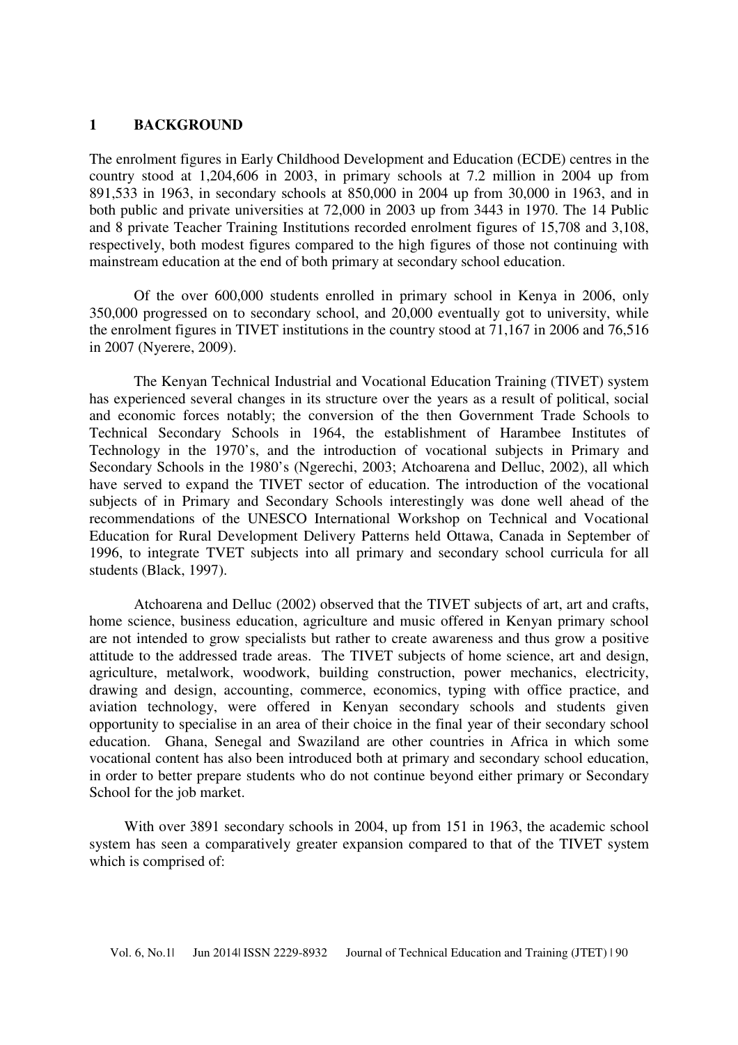# 1 BACKGROUND

The enrolment figures in Early Childhood Development and Education (ECDE) centres in the country stood at 1,204,606 in 2003, in primary schools at 7.2 million in 2004 up from 891,533 in 1963, in secondary schools at 850,000 in 2004 up from 30,000 in 1963, and in both public and private universities at 72,000 in 2003 up from 3443 in 1970. The 14 Public and 8 private Teacher Training Institutions recorded enrolment figures of 15,708 and 3,108, respectively, both modest figures compared to the high figures of those not continuing with mainstream education at the end of both primary at secondary school education.

Of the over 600,000 students enrolled in primary school in Kenya in 2006, only 350,000 progressed on to secondary school, and 20,000 eventually got to university, while the enrolment figures in TIVET institutions in the country stood at 71,167 in 2006 and 76,516 in 2007 (Nyerere, 2009).

The Kenyan Technical Industrial and Vocational Education Training (TIVET) system has experienced several changes in its structure over the years as a result of political, social and economic forces notably; the conversion of the then Government Trade Schools to Technical Secondary Schools in 1964, the establishment of Harambee Institutes of Technology in the 1970's, and the introduction of vocational subjects in Primary and Secondary Schools in the 1980's (Ngerechi, 2003; Atchoarena and Delluc, 2002), all which have served to expand the TIVET sector of education. The introduction of the vocational subjects of in Primary and Secondary Schools interestingly was done well ahead of the recommendations of the UNESCO International Workshop on Technical and Vocational Education for Rural Development Delivery Patterns held Ottawa, Canada in September of 1996, to integrate TVET subjects into all primary and secondary school curricula for all students (Black, 1997).

Atchoarena and Delluc (2002) observed that the TIVET subjects of art, art and crafts, home science, business education, agriculture and music offered in Kenyan primary school are not intended to grow specialists but rather to create awareness and thus grow a positive attitude to the addressed trade areas. The TIVET subjects of home science, art and design, agriculture, metalwork, woodwork, building construction, power mechanics, electricity, drawing and design, accounting, commerce, economics, typing with office practice, and aviation technology, were offered in Kenyan secondary schools and students given opportunity to specialise in an area of their choice in the final year of their secondary school education. Ghana, Senegal and Swaziland are other countries in Africa in which some vocational content has also been introduced both at primary and secondary school education, in order to better prepare students who do not continue beyond either primary or Secondary School for the job market.

With over 3891 secondary schools in 2004, up from 151 in 1963, the academic school system has seen a comparatively greater expansion compared to that of the TIVET system which is comprised of: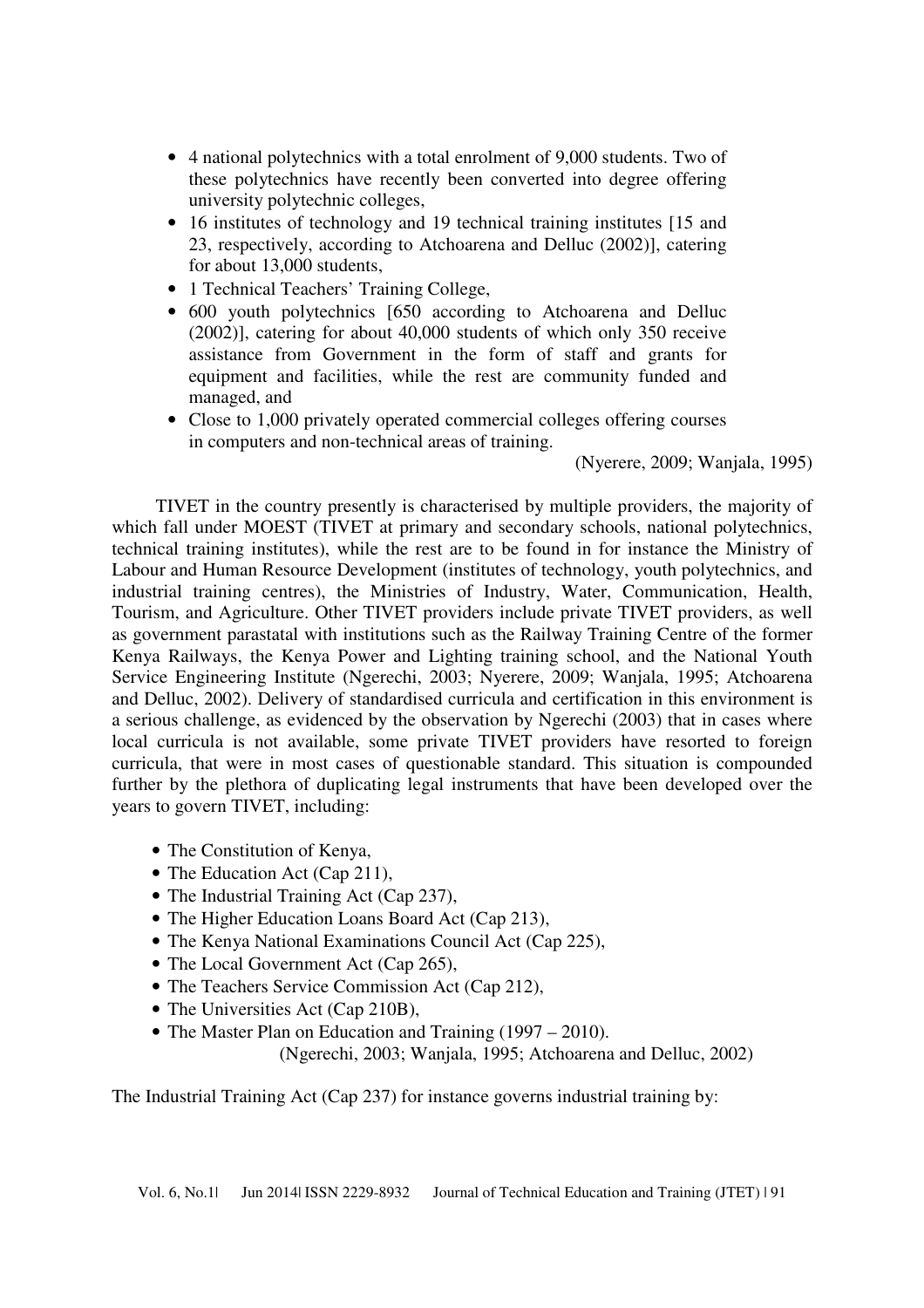- 4 national polytechnics with a total enrolment of 9,000 students. Two of these polytechnics have recently been converted into degree offering university polytechnic colleges,
- 16 institutes of technology and 19 technical training institutes [15 and 23, respectively, according to Atchoarena and Delluc (2002)], catering for about 13,000 students,
- 1 Technical Teachers' Training College,
- 600 youth polytechnics [650 according to Atchoarena and Delluc (2002)], catering for about 40,000 students of which only 350 receive assistance from Government in the form of staff and grants for equipment and facilities, while the rest are community funded and managed, and
- Close to 1,000 privately operated commercial colleges offering courses in computers and non-technical areas of training.

(Nyerere, 2009; Wanjala, 1995)

TIVET in the country presently is characterised by multiple providers, the majority of which fall under MOEST (TIVET at primary and secondary schools, national polytechnics, technical training institutes), while the rest are to be found in for instance the Ministry of Labour and Human Resource Development (institutes of technology, youth polytechnics, and industrial training centres), the Ministries of Industry, Water, Communication, Health, Tourism, and Agriculture. Other TIVET providers include private TIVET providers, as well as government parastatal with institutions such as the Railway Training Centre of the former Kenya Railways, the Kenya Power and Lighting training school, and the National Youth Service Engineering Institute (Ngerechi, 2003; Nyerere, 2009; Wanjala, 1995; Atchoarena and Delluc, 2002). Delivery of standardised curricula and certification in this environment is a serious challenge, as evidenced by the observation by Ngerechi (2003) that in cases where local curricula is not available, some private TIVET providers have resorted to foreign curricula, that were in most cases of questionable standard. This situation is compounded further by the plethora of duplicating legal instruments that have been developed over the years to govern TIVET, including:

- The Constitution of Kenya,
- The Education Act (Cap 211),
- The Industrial Training Act (Cap 237),
- The Higher Education Loans Board Act (Cap 213),
- The Kenya National Examinations Council Act (Cap 225),
- The Local Government Act (Cap 265),
- The Teachers Service Commission Act (Cap 212),
- The Universities Act (Cap 210B),
- The Master Plan on Education and Training (1997 – 2010).

(Ngerechi, 2003; Wanjala, 1995; Atchoarena and Delluc, 2002)

The Industrial Training Act (Cap 237) for instance governs industrial training by: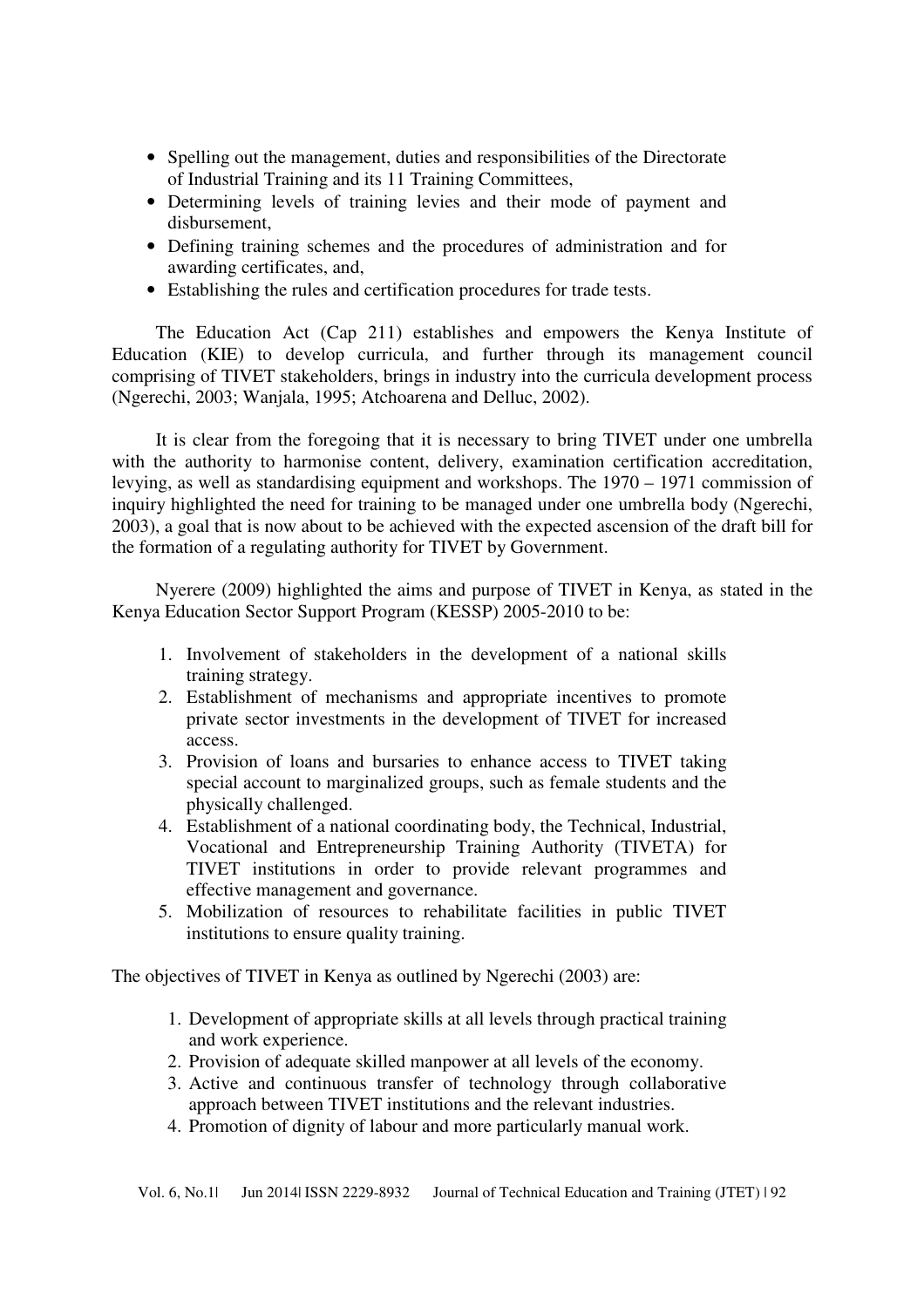- Spelling out the management, duties and responsibilities of the Directorate of Industrial Training and its 11 Training Committees,
- Determining levels of training levies and their mode of payment and disbursement,
- Defining training schemes and the procedures of administration and for awarding certificates, and,
- Establishing the rules and certification procedures for trade tests.

The Education Act (Cap 211) establishes and empowers the Kenya Institute of Education (KIE) to develop curricula, and further through its management council comprising of TIVET stakeholders, brings in industry into the curricula development process (Ngerechi, 2003; Wanjala, 1995; Atchoarena and Delluc, 2002).

It is clear from the foregoing that it is necessary to bring TIVET under one umbrella with the authority to harmonise content, delivery, examination certification accreditation, levying, as well as standardising equipment and workshops. The 1970 – 1971 commission of inquiry highlighted the need for training to be managed under one umbrella body (Ngerechi, 2003), a goal that is now about to be achieved with the expected ascension of the draft bill for the formation of a regulating authority for TIVET by Government.

Nyerere (2009) highlighted the aims and purpose of TIVET in Kenya, as stated in the Kenya Education Sector Support Program (KESSP) 2005-2010 to be:

1. Involvement of stakeholders in the development of a national skills training strategy.
2. Establishment of mechanisms and appropriate incentives to promote private sector investments in the development of TIVET for increased access.
3. Provision of loans and bursaries to enhance access to TIVET taking special account to marginalized groups, such as female students and the physically challenged.
4. Establishment of a national coordinating body, the Technical, Industrial, Vocational and Entrepreneurship Training Authority (TIVETA) for TIVET institutions in order to provide relevant programmes and effective management and governance.
5. Mobilization of resources to rehabilitate facilities in public TIVET institutions to ensure quality training.

The objectives of TIVET in Kenya as outlined by Ngerechi (2003) are:

1. Development of appropriate skills at all levels through practical training and work experience.
2. Provision of adequate skilled manpower at all levels of the economy.
3. Active and continuous transfer of technology through collaborative approach between TIVET institutions and the relevant industries.
4. Promotion of dignity of labour and more particularly manual work.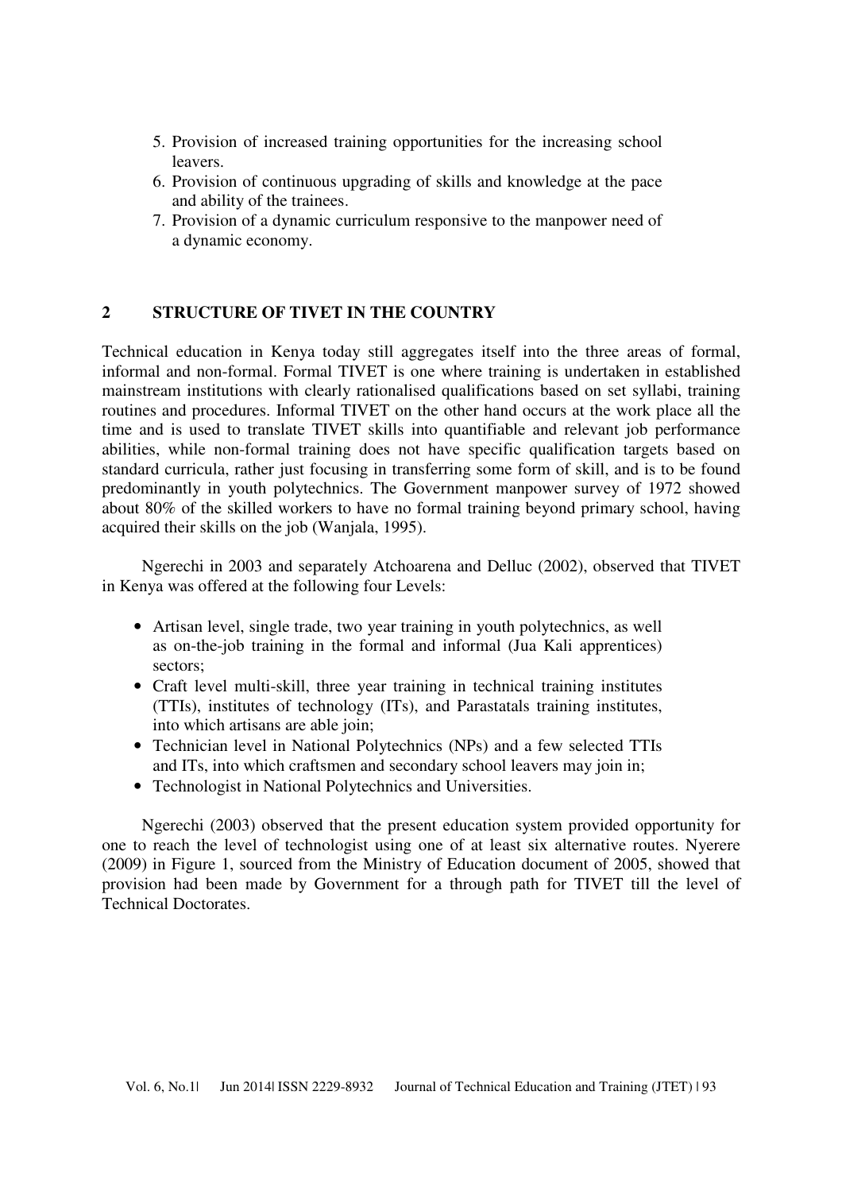5. Provision of increased training opportunities for the increasing school leavers.
6. Provision of continuous upgrading of skills and knowledge at the pace and ability of the trainees.
7. Provision of a dynamic curriculum responsive to the manpower need of a dynamic economy.

## 2 STRUCTURE OF TIVET IN THE COUNTRY

Technical education in Kenya today still aggregates itself into the three areas of formal, informal and non-formal. Formal TIVET is one where training is undertaken in established mainstream institutions with clearly rationalised qualifications based on set syllabi, training routines and procedures. Informal TIVET on the other hand occurs at the work place all the time and is used to translate TIVET skills into quantifiable and relevant job performance abilities, while non-formal training does not have specific qualification targets based on standard curricula, rather just focusing in transferring some form of skill, and is to be found predominantly in youth polytechnics. The Government manpower survey of 1972 showed about 80% of the skilled workers to have no formal training beyond primary school, having acquired their skills on the job (Wanjala, 1995).

Ngerechi in 2003 and separately Atchoarena and Delluc (2002), observed that TIVET in Kenya was offered at the following four Levels:

- Artisan level, single trade, two year training in youth polytechnics, as well as on-the-job training in the formal and informal (Jua Kali apprentices) sectors;
- Craft level multi-skill, three year training in technical training institutes (TTIs), institutes of technology (ITs), and Parastatals training institutes, into which artisans are able join;
- Technician level in National Polytechnics (NPs) and a few selected TTIs and ITs, into which craftsmen and secondary school leavers may join in;
- Technologist in National Polytechnics and Universities.

Ngerechi (2003) observed that the present education system provided opportunity for one to reach the level of technologist using one of at least six alternative routes. Nyerere (2009) in Figure 1, sourced from the Ministry of Education document of 2005, showed that provision had been made by Government for a through path for TIVET till the level of Technical Doctorates.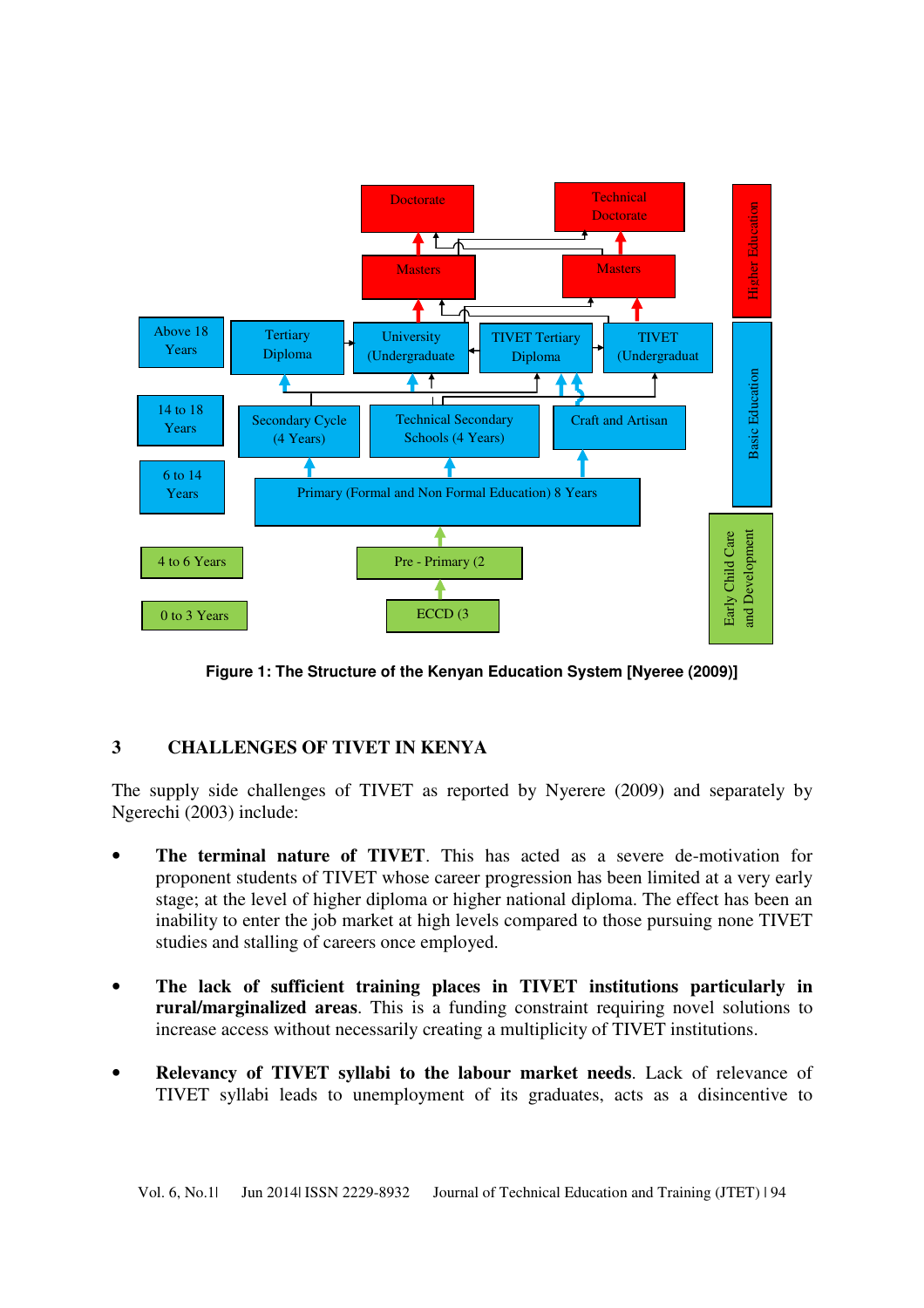**Figure 1: The Structure of the Kenyan Education System [Nyeree (2009)]**

## 3 CHALLENGES OF TIVET IN KENYA

The supply side challenges of TIVET as reported by Nyerere (2009) and separately by Ngerechi (2003) include:

- **The terminal nature of TIVET**. This has acted as a severe de-motivation for proponent students of TIVET whose career progression has been limited at a very early stage; at the level of higher diploma or higher national diploma. The effect has been an inability to enter the job market at high levels compared to those pursuing none TIVET studies and stalling of careers once employed.

- **The lack of sufficient training places in TIVET institutions particularly in rural/marginalized areas**. This is a funding constraint requiring novel solutions to increase access without necessarily creating a multiplicity of TIVET institutions.

- **Relevancy of TIVET syllabi to the labour market needs**. Lack of relevance of TIVET syllabi leads to unemployment of its graduates, acts as a disincentive to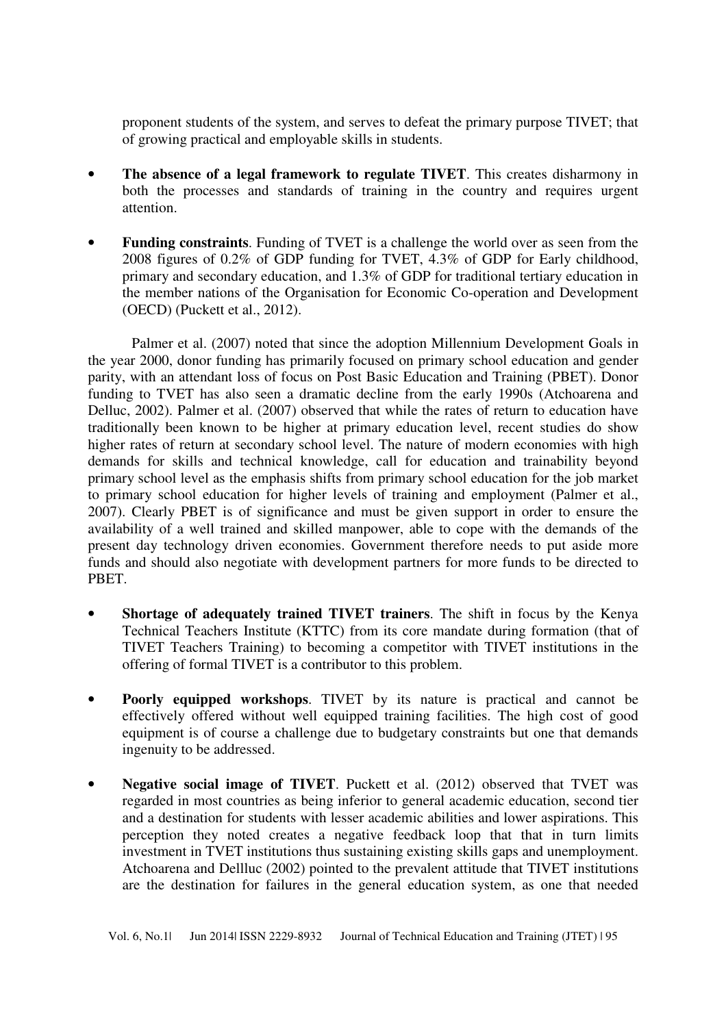proponent students of the system, and serves to defeat the primary purpose TIVET; that of growing practical and employable skills in students.

- **The absence of a legal framework to regulate TIVET**. This creates disharmony in both the processes and standards of training in the country and requires urgent attention.

- **Funding constraints**. Funding of TVET is a challenge the world over as seen from the 2008 figures of 0.2% of GDP funding for TVET, 4.3% of GDP for Early childhood, primary and secondary education, and 1.3% of GDP for traditional tertiary education in the member nations of the Organisation for Economic Co-operation and Development (OECD) (Puckett et al., 2012).

Palmer et al. (2007) noted that since the adoption Millennium Development Goals in the year 2000, donor funding has primarily focused on primary school education and gender parity, with an attendant loss of focus on Post Basic Education and Training (PBET). Donor funding to TVET has also seen a dramatic decline from the early 1990s (Atchoarena and Delluc, 2002). Palmer et al. (2007) observed that while the rates of return to education have traditionally been known to be higher at primary education level, recent studies do show higher rates of return at secondary school level. The nature of modern economies with high demands for skills and technical knowledge, call for education and trainability beyond primary school level as the emphasis shifts from primary school education for the job market to primary school education for higher levels of training and employment (Palmer et al., 2007). Clearly PBET is of significance and must be given support in order to ensure the availability of a well trained and skilled manpower, able to cope with the demands of the present day technology driven economies. Government therefore needs to put aside more funds and should also negotiate with development partners for more funds to be directed to PBET.

- **Shortage of adequately trained TIVET trainers**. The shift in focus by the Kenya Technical Teachers Institute (KTTC) from its core mandate during formation (that of TIVET Teachers Training) to becoming a competitor with TIVET institutions in the offering of formal TIVET is a contributor to this problem.

- **Poorly equipped workshops**. TIVET by its nature is practical and cannot be effectively offered without well equipped training facilities. The high cost of good equipment is of course a challenge due to budgetary constraints but one that demands ingenuity to be addressed.

- **Negative social image of TIVET**. Puckett et al. (2012) observed that TVET was regarded in most countries as being inferior to general academic education, second tier and a destination for students with lesser academic abilities and lower aspirations. This perception they noted creates a negative feedback loop that that in turn limits investment in TVET institutions thus sustaining existing skills gaps and unemployment. Atchoarena and Dellluc (2002) pointed to the prevalent attitude that TIVET institutions are the destination for failures in the general education system, as one that needed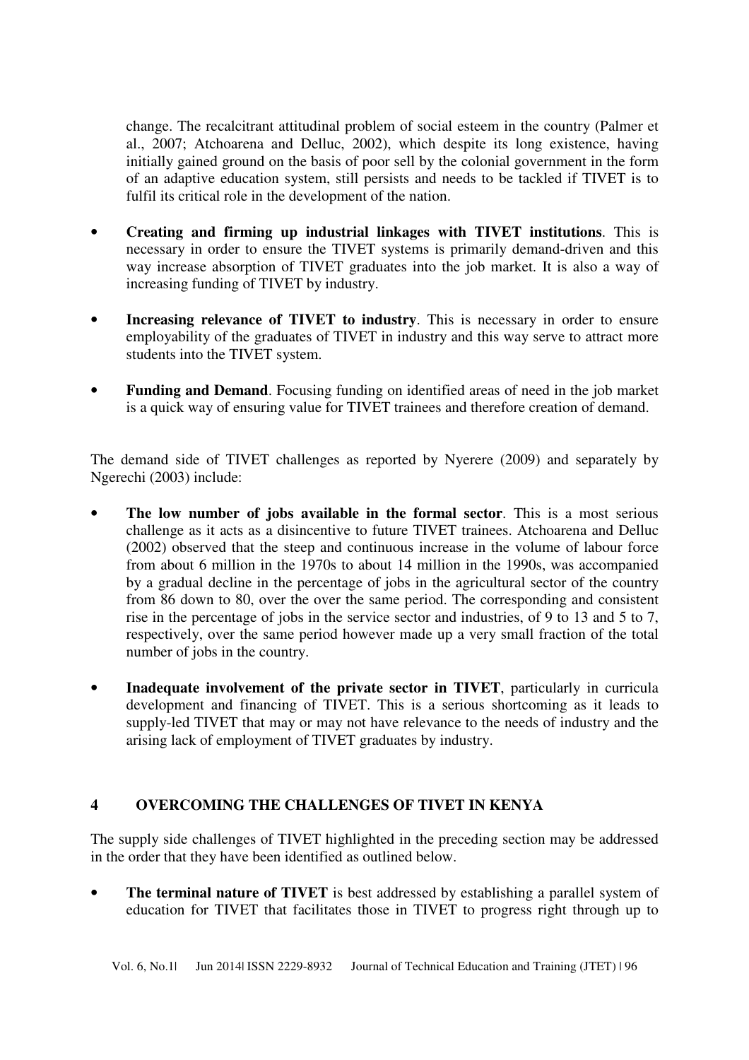change. The recalcitrant attitudinal problem of social esteem in the country (Palmer et al., 2007; Atchoarena and Delluc, 2002), which despite its long existence, having initially gained ground on the basis of poor sell by the colonial government in the form of an adaptive education system, still persists and needs to be tackled if TIVET is to fulfil its critical role in the development of the nation.

- **Creating and firming up industrial linkages with TIVET institutions**. This is necessary in order to ensure the TIVET systems is primarily demand-driven and this way increase absorption of TIVET graduates into the job market. It is also a way of increasing funding of TIVET by industry.
- **Increasing relevance of TIVET to industry**. This is necessary in order to ensure employability of the graduates of TIVET in industry and this way serve to attract more students into the TIVET system.
- **Funding and Demand**. Focusing funding on identified areas of need in the job market is a quick way of ensuring value for TIVET trainees and therefore creation of demand.

The demand side of TIVET challenges as reported by Nyerere (2009) and separately by Ngerechi (2003) include:

- **The low number of jobs available in the formal sector**. This is a most serious challenge as it acts as a disincentive to future TIVET trainees. Atchoarena and Delluc (2002) observed that the steep and continuous increase in the volume of labour force from about 6 million in the 1970s to about 14 million in the 1990s, was accompanied by a gradual decline in the percentage of jobs in the agricultural sector of the country from 86 down to 80, over the over the same period. The corresponding and consistent rise in the percentage of jobs in the service sector and industries, of 9 to 13 and 5 to 7, respectively, over the same period however made up a very small fraction of the total number of jobs in the country.
- **Inadequate involvement of the private sector in TIVET**, particularly in curricula development and financing of TIVET. This is a serious shortcoming as it leads to supply-led TIVET that may or may not have relevance to the needs of industry and the arising lack of employment of TIVET graduates by industry.

## 4 OVERCOMING THE CHALLENGES OF TIVET IN KENYA

The supply side challenges of TIVET highlighted in the preceding section may be addressed in the order that they have been identified as outlined below.

- **The terminal nature of TIVET** is best addressed by establishing a parallel system of education for TIVET that facilitates those in TIVET to progress right through up to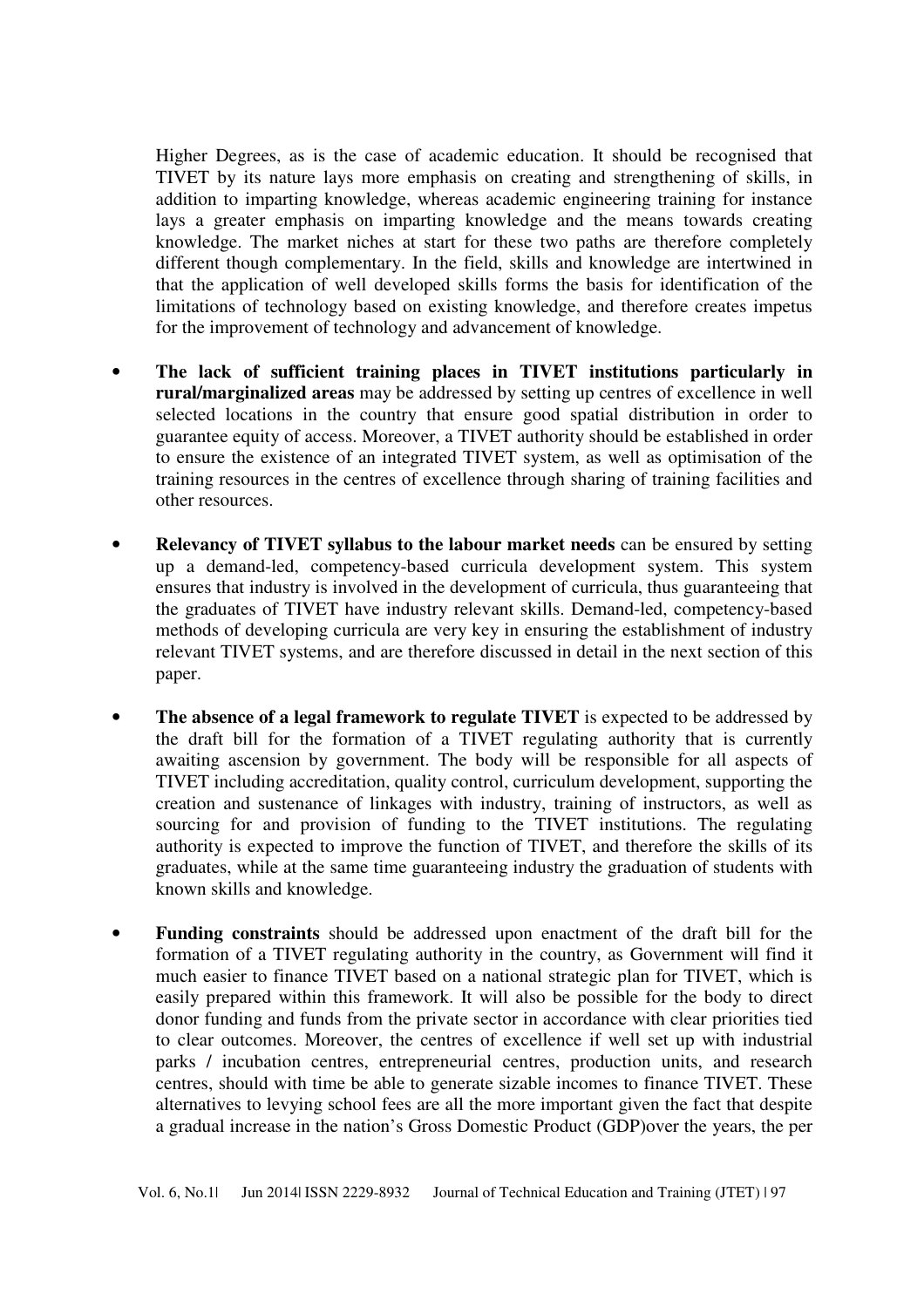Higher Degrees, as is the case of academic education. It should be recognised that TIVET by its nature lays more emphasis on creating and strengthening of skills, in addition to imparting knowledge, whereas academic engineering training for instance lays a greater emphasis on imparting knowledge and the means towards creating knowledge. The market niches at start for these two paths are therefore completely different though complementary. In the field, skills and knowledge are intertwined in that the application of well developed skills forms the basis for identification of the limitations of technology based on existing knowledge, and therefore creates impetus for the improvement of technology and advancement of knowledge.

- **The lack of sufficient training places in TIVET institutions particularly in rural/marginalized areas** may be addressed by setting up centres of excellence in well selected locations in the country that ensure good spatial distribution in order to guarantee equity of access. Moreover, a TIVET authority should be established in order to ensure the existence of an integrated TIVET system, as well as optimisation of the training resources in the centres of excellence through sharing of training facilities and other resources.

- **Relevancy of TIVET syllabus to the labour market needs** can be ensured by setting up a demand-led, competency-based curricula development system. This system ensures that industry is involved in the development of curricula, thus guaranteeing that the graduates of TIVET have industry relevant skills. Demand-led, competency-based methods of developing curricula are very key in ensuring the establishment of industry relevant TIVET systems, and are therefore discussed in detail in the next section of this paper.

- **The absence of a legal framework to regulate TIVET** is expected to be addressed by the draft bill for the formation of a TIVET regulating authority that is currently awaiting ascension by government. The body will be responsible for all aspects of TIVET including accreditation, quality control, curriculum development, supporting the creation and sustenance of linkages with industry, training of instructors, as well as sourcing for and provision of funding to the TIVET institutions. The regulating authority is expected to improve the function of TIVET, and therefore the skills of its graduates, while at the same time guaranteeing industry the graduation of students with known skills and knowledge.

- **Funding constraints** should be addressed upon enactment of the draft bill for the formation of a TIVET regulating authority in the country, as Government will find it much easier to finance TIVET based on a national strategic plan for TIVET, which is easily prepared within this framework. It will also be possible for the body to direct donor funding and funds from the private sector in accordance with clear priorities tied to clear outcomes. Moreover, the centres of excellence if well set up with industrial parks / incubation centres, entrepreneurial centres, production units, and research centres, should with time be able to generate sizable incomes to finance TIVET. These alternatives to levying school fees are all the more important given the fact that despite a gradual increase in the nation's Gross Domestic Product (GDP)over the years, the per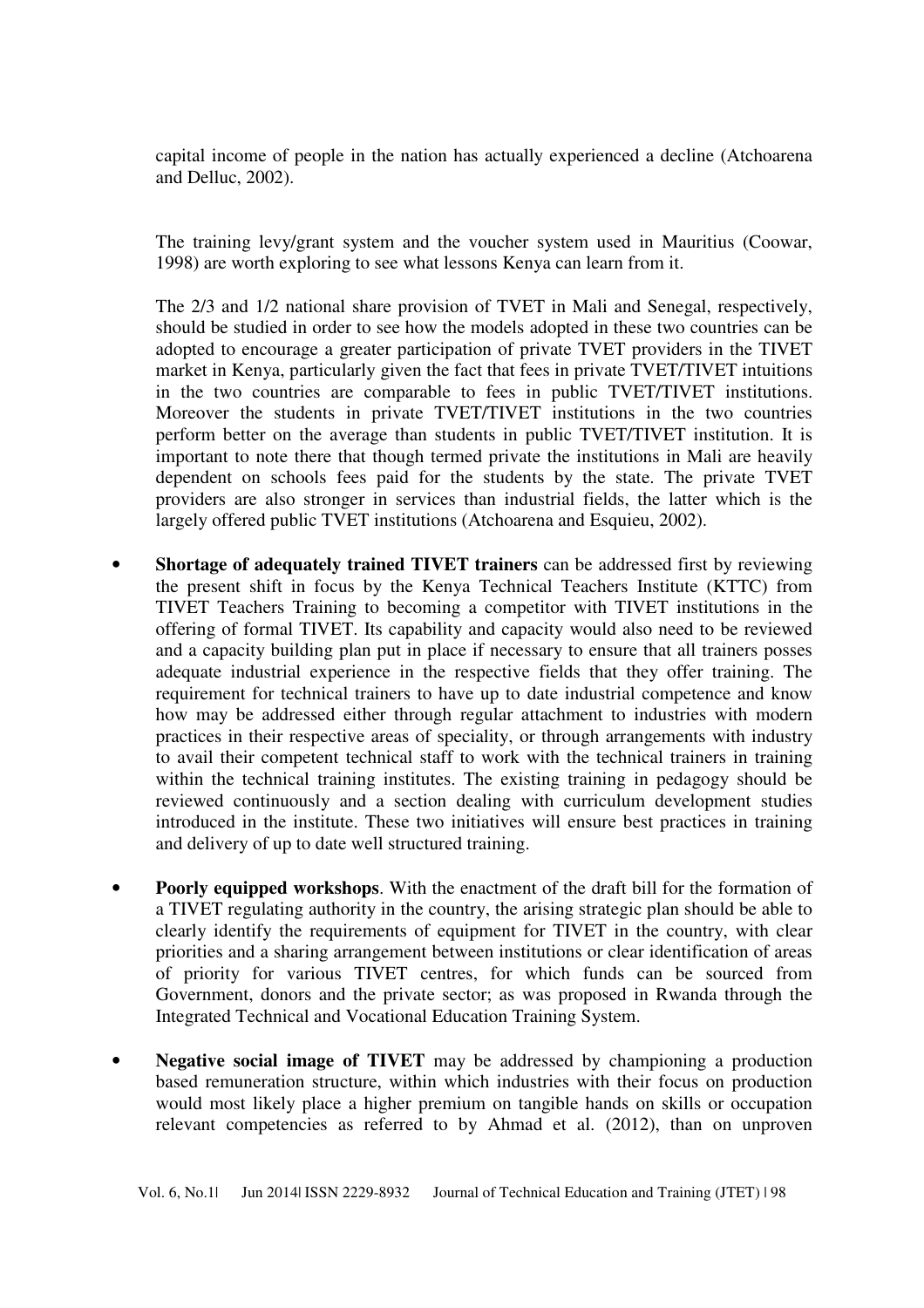capital income of people in the nation has actually experienced a decline (Atchoarena and Delluc, 2002).

The training levy/grant system and the voucher system used in Mauritius (Coowar, 1998) are worth exploring to see what lessons Kenya can learn from it.

The 2/3 and 1/2 national share provision of TVET in Mali and Senegal, respectively, should be studied in order to see how the models adopted in these two countries can be adopted to encourage a greater participation of private TVET providers in the TIVET market in Kenya, particularly given the fact that fees in private TVET/TIVET intuitions in the two countries are comparable to fees in public TVET/TIVET institutions. Moreover the students in private TVET/TIVET institutions in the two countries perform better on the average than students in public TVET/TIVET institution. It is important to note there that though termed private the institutions in Mali are heavily dependent on schools fees paid for the students by the state. The private TVET providers are also stronger in services than industrial fields, the latter which is the largely offered public TVET institutions (Atchoarena and Esquieu, 2002).

- **Shortage of adequately trained TIVET trainers** can be addressed first by reviewing the present shift in focus by the Kenya Technical Teachers Institute (KTTC) from TIVET Teachers Training to becoming a competitor with TIVET institutions in the offering of formal TIVET. Its capability and capacity would also need to be reviewed and a capacity building plan put in place if necessary to ensure that all trainers posses adequate industrial experience in the respective fields that they offer training. The requirement for technical trainers to have up to date industrial competence and know how may be addressed either through regular attachment to industries with modern practices in their respective areas of speciality, or through arrangements with industry to avail their competent technical staff to work with the technical trainers in training within the technical training institutes. The existing training in pedagogy should be reviewed continuously and a section dealing with curriculum development studies introduced in the institute. These two initiatives will ensure best practices in training and delivery of up to date well structured training.

- **Poorly equipped workshops**. With the enactment of the draft bill for the formation of a TIVET regulating authority in the country, the arising strategic plan should be able to clearly identify the requirements of equipment for TIVET in the country, with clear priorities and a sharing arrangement between institutions or clear identification of areas of priority for various TIVET centres, for which funds can be sourced from Government, donors and the private sector; as was proposed in Rwanda through the Integrated Technical and Vocational Education Training System.

- **Negative social image of TIVET** may be addressed by championing a production based remuneration structure, within which industries with their focus on production would most likely place a higher premium on tangible hands on skills or occupation relevant competencies as referred to by Ahmad et al. (2012), than on unproven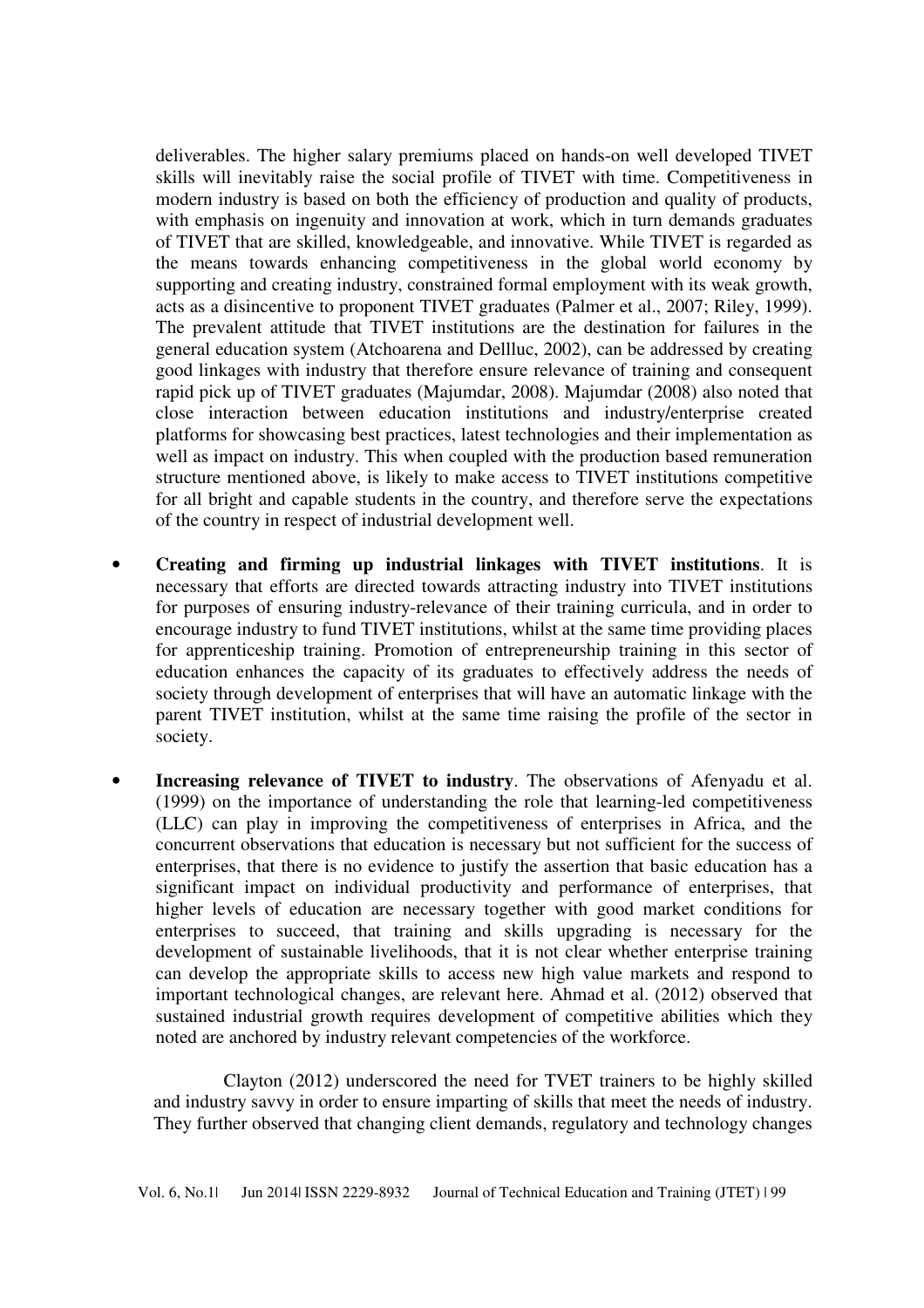deliverables. The higher salary premiums placed on hands-on well developed TIVET skills will inevitably raise the social profile of TIVET with time. Competitiveness in modern industry is based on both the efficiency of production and quality of products, with emphasis on ingenuity and innovation at work, which in turn demands graduates of TIVET that are skilled, knowledgeable, and innovative. While TIVET is regarded as the means towards enhancing competitiveness in the global world economy by supporting and creating industry, constrained formal employment with its weak growth, acts as a disincentive to proponent TIVET graduates (Palmer et al., 2007; Riley, 1999). The prevalent attitude that TIVET institutions are the destination for failures in the general education system (Atchoarena and Dellluc, 2002), can be addressed by creating good linkages with industry that therefore ensure relevance of training and consequent rapid pick up of TIVET graduates (Majumdar, 2008). Majumdar (2008) also noted that close interaction between education institutions and industry/enterprise created platforms for showcasing best practices, latest technologies and their implementation as well as impact on industry. This when coupled with the production based remuneration structure mentioned above, is likely to make access to TIVET institutions competitive for all bright and capable students in the country, and therefore serve the expectations of the country in respect of industrial development well.

- **Creating and firming up industrial linkages with TIVET institutions**. It is necessary that efforts are directed towards attracting industry into TIVET institutions for purposes of ensuring industry-relevance of their training curricula, and in order to encourage industry to fund TIVET institutions, whilst at the same time providing places for apprenticeship training. Promotion of entrepreneurship training in this sector of education enhances the capacity of its graduates to effectively address the needs of society through development of enterprises that will have an automatic linkage with the parent TIVET institution, whilst at the same time raising the profile of the sector in society.

- **Increasing relevance of TIVET to industry**. The observations of Afenyadu et al. (1999) on the importance of understanding the role that learning-led competitiveness (LLC) can play in improving the competitiveness of enterprises in Africa, and the concurrent observations that education is necessary but not sufficient for the success of enterprises, that there is no evidence to justify the assertion that basic education has a significant impact on individual productivity and performance of enterprises, that higher levels of education are necessary together with good market conditions for enterprises to succeed, that training and skills upgrading is necessary for the development of sustainable livelihoods, that it is not clear whether enterprise training can develop the appropriate skills to access new high value markets and respond to important technological changes, are relevant here. Ahmad et al. (2012) observed that sustained industrial growth requires development of competitive abilities which they noted are anchored by industry relevant competencies of the workforce.

  Clayton (2012) underscored the need for TVET trainers to be highly skilled and industry savvy in order to ensure imparting of skills that meet the needs of industry. They further observed that changing client demands, regulatory and technology changes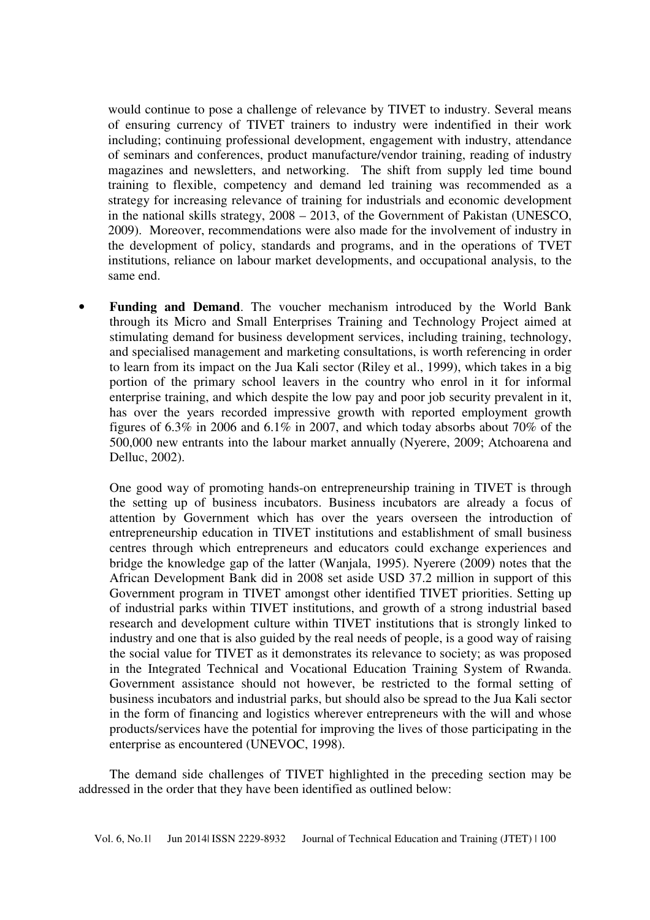would continue to pose a challenge of relevance by TIVET to industry. Several means of ensuring currency of TIVET trainers to industry were indentified in their work including; continuing professional development, engagement with industry, attendance of seminars and conferences, product manufacture/vendor training, reading of industry magazines and newsletters, and networking. The shift from supply led time bound training to flexible, competency and demand led training was recommended as a strategy for increasing relevance of training for industrials and economic development in the national skills strategy, 2008 – 2013, of the Government of Pakistan (UNESCO, 2009). Moreover, recommendations were also made for the involvement of industry in the development of policy, standards and programs, and in the operations of TVET institutions, reliance on labour market developments, and occupational analysis, to the same end.

- **Funding and Demand**. The voucher mechanism introduced by the World Bank through its Micro and Small Enterprises Training and Technology Project aimed at stimulating demand for business development services, including training, technology, and specialised management and marketing consultations, is worth referencing in order to learn from its impact on the Jua Kali sector (Riley et al., 1999), which takes in a big portion of the primary school leavers in the country who enrol in it for informal enterprise training, and which despite the low pay and poor job security prevalent in it, has over the years recorded impressive growth with reported employment growth figures of 6.3% in 2006 and 6.1% in 2007, and which today absorbs about 70% of the 500,000 new entrants into the labour market annually (Nyerere, 2009; Atchoarena and Delluc, 2002).

  One good way of promoting hands-on entrepreneurship training in TIVET is through the setting up of business incubators. Business incubators are already a focus of attention by Government which has over the years overseen the introduction of entrepreneurship education in TIVET institutions and establishment of small business centres through which entrepreneurs and educators could exchange experiences and bridge the knowledge gap of the latter (Wanjala, 1995). Nyerere (2009) notes that the African Development Bank did in 2008 set aside USD 37.2 million in support of this Government program in TIVET amongst other identified TIVET priorities. Setting up of industrial parks within TIVET institutions, and growth of a strong industrial based research and development culture within TIVET institutions that is strongly linked to industry and one that is also guided by the real needs of people, is a good way of raising the social value for TIVET as it demonstrates its relevance to society; as was proposed in the Integrated Technical and Vocational Education Training System of Rwanda. Government assistance should not however, be restricted to the formal setting of business incubators and industrial parks, but should also be spread to the Jua Kali sector in the form of financing and logistics wherever entrepreneurs with the will and whose products/services have the potential for improving the lives of those participating in the enterprise as encountered (UNEVOC, 1998).

The demand side challenges of TIVET highlighted in the preceding section may be addressed in the order that they have been identified as outlined below: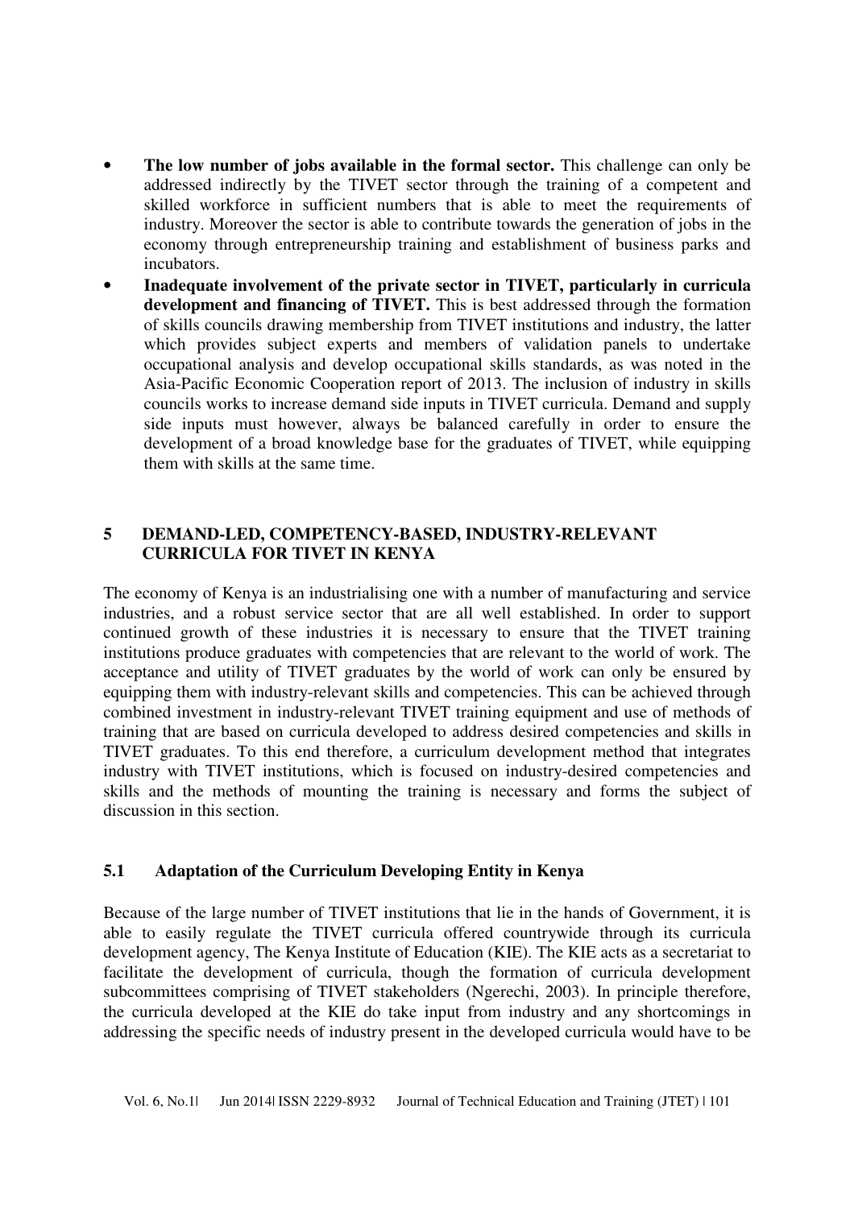- **The low number of jobs available in the formal sector.** This challenge can only be addressed indirectly by the TIVET sector through the training of a competent and skilled workforce in sufficient numbers that is able to meet the requirements of industry. Moreover the sector is able to contribute towards the generation of jobs in the economy through entrepreneurship training and establishment of business parks and incubators.
- **Inadequate involvement of the private sector in TIVET, particularly in curricula development and financing of TIVET.** This is best addressed through the formation of skills councils drawing membership from TIVET institutions and industry, the latter which provides subject experts and members of validation panels to undertake occupational analysis and develop occupational skills standards, as was noted in the Asia-Pacific Economic Cooperation report of 2013. The inclusion of industry in skills councils works to increase demand side inputs in TIVET curricula. Demand and supply side inputs must however, always be balanced carefully in order to ensure the development of a broad knowledge base for the graduates of TIVET, while equipping them with skills at the same time.

## 5 DEMAND-LED, COMPETENCY-BASED, INDUSTRY-RELEVANT CURRICULA FOR TIVET IN KENYA

The economy of Kenya is an industrialising one with a number of manufacturing and service industries, and a robust service sector that are all well established. In order to support continued growth of these industries it is necessary to ensure that the TIVET training institutions produce graduates with competencies that are relevant to the world of work. The acceptance and utility of TIVET graduates by the world of work can only be ensured by equipping them with industry-relevant skills and competencies. This can be achieved through combined investment in industry-relevant TIVET training equipment and use of methods of training that are based on curricula developed to address desired competencies and skills in TIVET graduates. To this end therefore, a curriculum development method that integrates industry with TIVET institutions, which is focused on industry-desired competencies and skills and the methods of mounting the training is necessary and forms the subject of discussion in this section.

### 5.1 Adaptation of the Curriculum Developing Entity in Kenya

Because of the large number of TIVET institutions that lie in the hands of Government, it is able to easily regulate the TIVET curricula offered countrywide through its curricula development agency, The Kenya Institute of Education (KIE). The KIE acts as a secretariat to facilitate the development of curricula, though the formation of curricula development subcommittees comprising of TIVET stakeholders (Ngerechi, 2003). In principle therefore, the curricula developed at the KIE do take input from industry and any shortcomings in addressing the specific needs of industry present in the developed curricula would have to be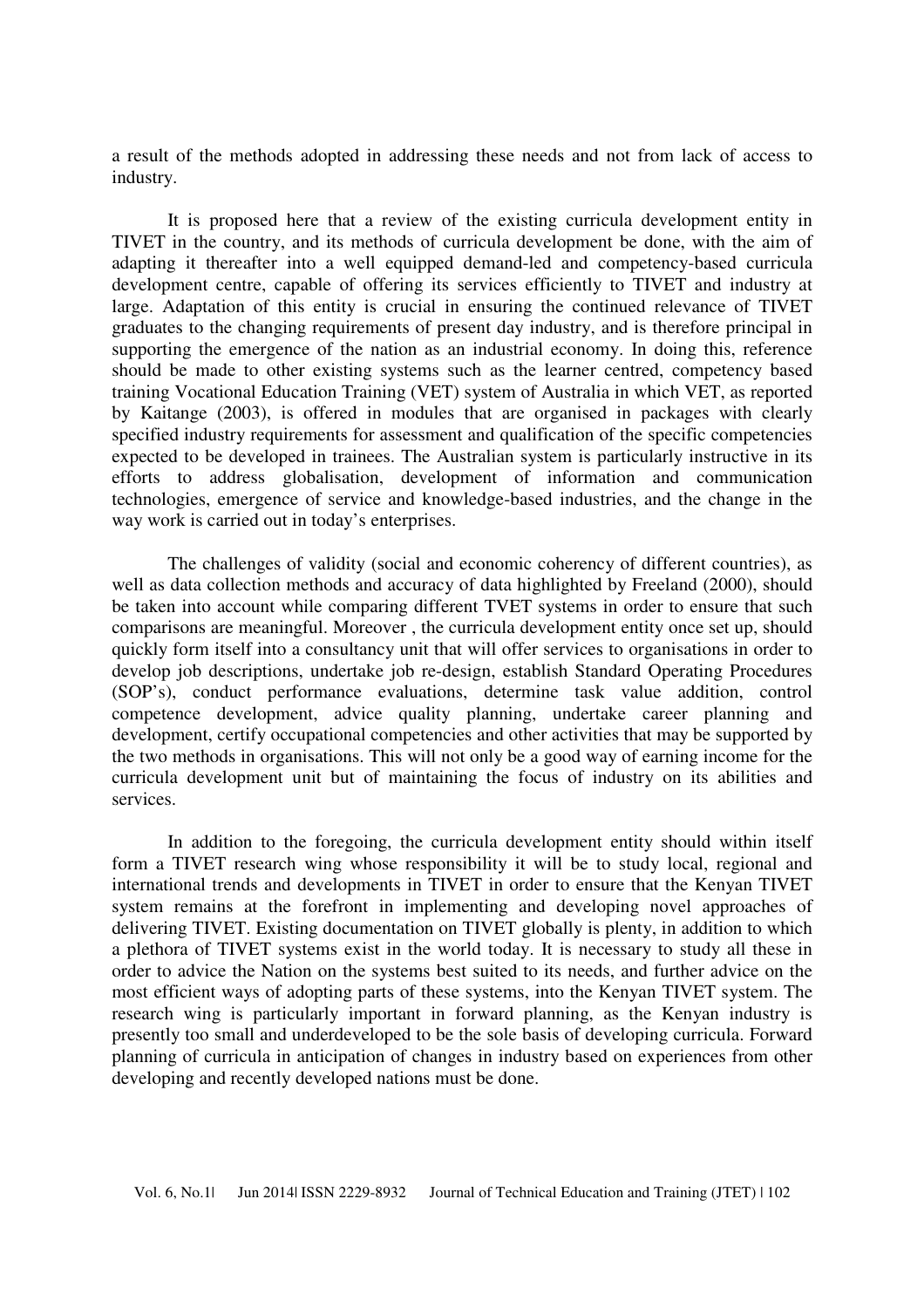a result of the methods adopted in addressing these needs and not from lack of access to industry.

It is proposed here that a review of the existing curricula development entity in TIVET in the country, and its methods of curricula development be done, with the aim of adapting it thereafter into a well equipped demand-led and competency-based curricula development centre, capable of offering its services efficiently to TIVET and industry at large. Adaptation of this entity is crucial in ensuring the continued relevance of TIVET graduates to the changing requirements of present day industry, and is therefore principal in supporting the emergence of the nation as an industrial economy. In doing this, reference should be made to other existing systems such as the learner centred, competency based training Vocational Education Training (VET) system of Australia in which VET, as reported by Kaitange (2003), is offered in modules that are organised in packages with clearly specified industry requirements for assessment and qualification of the specific competencies expected to be developed in trainees. The Australian system is particularly instructive in its efforts to address globalisation, development of information and communication technologies, emergence of service and knowledge-based industries, and the change in the way work is carried out in today's enterprises.

The challenges of validity (social and economic coherency of different countries), as well as data collection methods and accuracy of data highlighted by Freeland (2000), should be taken into account while comparing different TVET systems in order to ensure that such comparisons are meaningful. Moreover , the curricula development entity once set up, should quickly form itself into a consultancy unit that will offer services to organisations in order to develop job descriptions, undertake job re-design, establish Standard Operating Procedures (SOP's), conduct performance evaluations, determine task value addition, control competence development, advice quality planning, undertake career planning and development, certify occupational competencies and other activities that may be supported by the two methods in organisations. This will not only be a good way of earning income for the curricula development unit but of maintaining the focus of industry on its abilities and services.

In addition to the foregoing, the curricula development entity should within itself form a TIVET research wing whose responsibility it will be to study local, regional and international trends and developments in TIVET in order to ensure that the Kenyan TIVET system remains at the forefront in implementing and developing novel approaches of delivering TIVET. Existing documentation on TIVET globally is plenty, in addition to which a plethora of TIVET systems exist in the world today. It is necessary to study all these in order to advice the Nation on the systems best suited to its needs, and further advice on the most efficient ways of adopting parts of these systems, into the Kenyan TIVET system. The research wing is particularly important in forward planning, as the Kenyan industry is presently too small and underdeveloped to be the sole basis of developing curricula. Forward planning of curricula in anticipation of changes in industry based on experiences from other developing and recently developed nations must be done.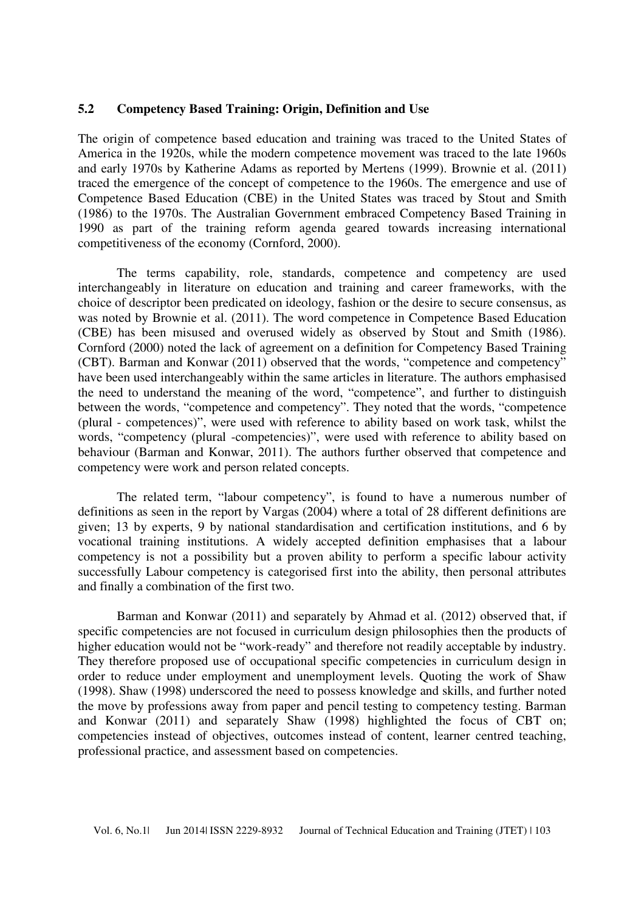## 5.2 Competency Based Training: Origin, Definition and Use

The origin of competence based education and training was traced to the United States of America in the 1920s, while the modern competence movement was traced to the late 1960s and early 1970s by Katherine Adams as reported by Mertens (1999). Brownie et al. (2011) traced the emergence of the concept of competence to the 1960s. The emergence and use of Competence Based Education (CBE) in the United States was traced by Stout and Smith (1986) to the 1970s. The Australian Government embraced Competency Based Training in 1990 as part of the training reform agenda geared towards increasing international competitiveness of the economy (Cornford, 2000).

The terms capability, role, standards, competence and competency are used interchangeably in literature on education and training and career frameworks, with the choice of descriptor been predicated on ideology, fashion or the desire to secure consensus, as was noted by Brownie et al. (2011). The word competence in Competence Based Education (CBE) has been misused and overused widely as observed by Stout and Smith (1986). Cornford (2000) noted the lack of agreement on a definition for Competency Based Training (CBT). Barman and Konwar (2011) observed that the words, "competence and competency" have been used interchangeably within the same articles in literature. The authors emphasised the need to understand the meaning of the word, "competence", and further to distinguish between the words, "competence and competency". They noted that the words, "competence (plural - competences)", were used with reference to ability based on work task, whilst the words, "competency (plural -competencies)", were used with reference to ability based on behaviour (Barman and Konwar, 2011). The authors further observed that competence and competency were work and person related concepts.

The related term, "labour competency", is found to have a numerous number of definitions as seen in the report by Vargas (2004) where a total of 28 different definitions are given; 13 by experts, 9 by national standardisation and certification institutions, and 6 by vocational training institutions. A widely accepted definition emphasises that a labour competency is not a possibility but a proven ability to perform a specific labour activity successfully Labour competency is categorised first into the ability, then personal attributes and finally a combination of the first two.

Barman and Konwar (2011) and separately by Ahmad et al. (2012) observed that, if specific competencies are not focused in curriculum design philosophies then the products of higher education would not be "work-ready" and therefore not readily acceptable by industry. They therefore proposed use of occupational specific competencies in curriculum design in order to reduce under employment and unemployment levels. Quoting the work of Shaw (1998). Shaw (1998) underscored the need to possess knowledge and skills, and further noted the move by professions away from paper and pencil testing to competency testing. Barman and Konwar (2011) and separately Shaw (1998) highlighted the focus of CBT on; competencies instead of objectives, outcomes instead of content, learner centred teaching, professional practice, and assessment based on competencies.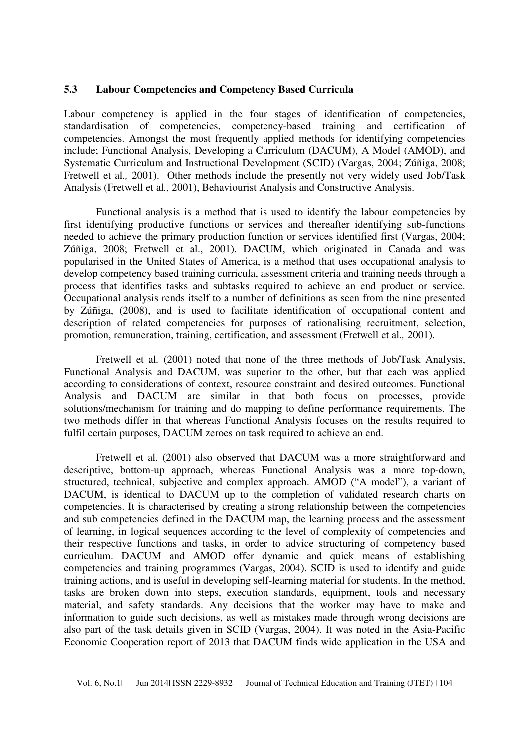### 5.3 Labour Competencies and Competency Based Curricula

Labour competency is applied in the four stages of identification of competencies, standardisation of competencies, competency-based training and certification of competencies. Amongst the most frequently applied methods for identifying competencies include; Functional Analysis, Developing a Curriculum (DACUM), A Model (AMOD), and Systematic Curriculum and Instructional Development (SCID) (Vargas, 2004; Zúñiga, 2008; Fretwell et al*.,* 2001). Other methods include the presently not very widely used Job/Task Analysis (Fretwell et al*.,* 2001), Behaviourist Analysis and Constructive Analysis.

Functional analysis is a method that is used to identify the labour competencies by first identifying productive functions or services and thereafter identifying sub-functions needed to achieve the primary production function or services identified first (Vargas, 2004; Zúñiga, 2008; Fretwell et al., 2001). DACUM, which originated in Canada and was popularised in the United States of America, is a method that uses occupational analysis to develop competency based training curricula, assessment criteria and training needs through a process that identifies tasks and subtasks required to achieve an end product or service. Occupational analysis rends itself to a number of definitions as seen from the nine presented by Zúñiga, (2008), and is used to facilitate identification of occupational content and description of related competencies for purposes of rationalising recruitment, selection, promotion, remuneration, training, certification, and assessment (Fretwell et al*.,* 2001).

Fretwell et al*.* (2001) noted that none of the three methods of Job/Task Analysis, Functional Analysis and DACUM, was superior to the other, but that each was applied according to considerations of context, resource constraint and desired outcomes. Functional Analysis and DACUM are similar in that both focus on processes, provide solutions/mechanism for training and do mapping to define performance requirements. The two methods differ in that whereas Functional Analysis focuses on the results required to fulfil certain purposes, DACUM zeroes on task required to achieve an end.

Fretwell et al*.* (2001) also observed that DACUM was a more straightforward and descriptive, bottom-up approach, whereas Functional Analysis was a more top-down, structured, technical, subjective and complex approach. AMOD ("A model"), a variant of DACUM, is identical to DACUM up to the completion of validated research charts on competencies. It is characterised by creating a strong relationship between the competencies and sub competencies defined in the DACUM map, the learning process and the assessment of learning, in logical sequences according to the level of complexity of competencies and their respective functions and tasks, in order to advice structuring of competency based curriculum. DACUM and AMOD offer dynamic and quick means of establishing competencies and training programmes (Vargas, 2004). SCID is used to identify and guide training actions, and is useful in developing self-learning material for students. In the method, tasks are broken down into steps, execution standards, equipment, tools and necessary material, and safety standards. Any decisions that the worker may have to make and information to guide such decisions, as well as mistakes made through wrong decisions are also part of the task details given in SCID (Vargas, 2004). It was noted in the Asia-Pacific Economic Cooperation report of 2013 that DACUM finds wide application in the USA and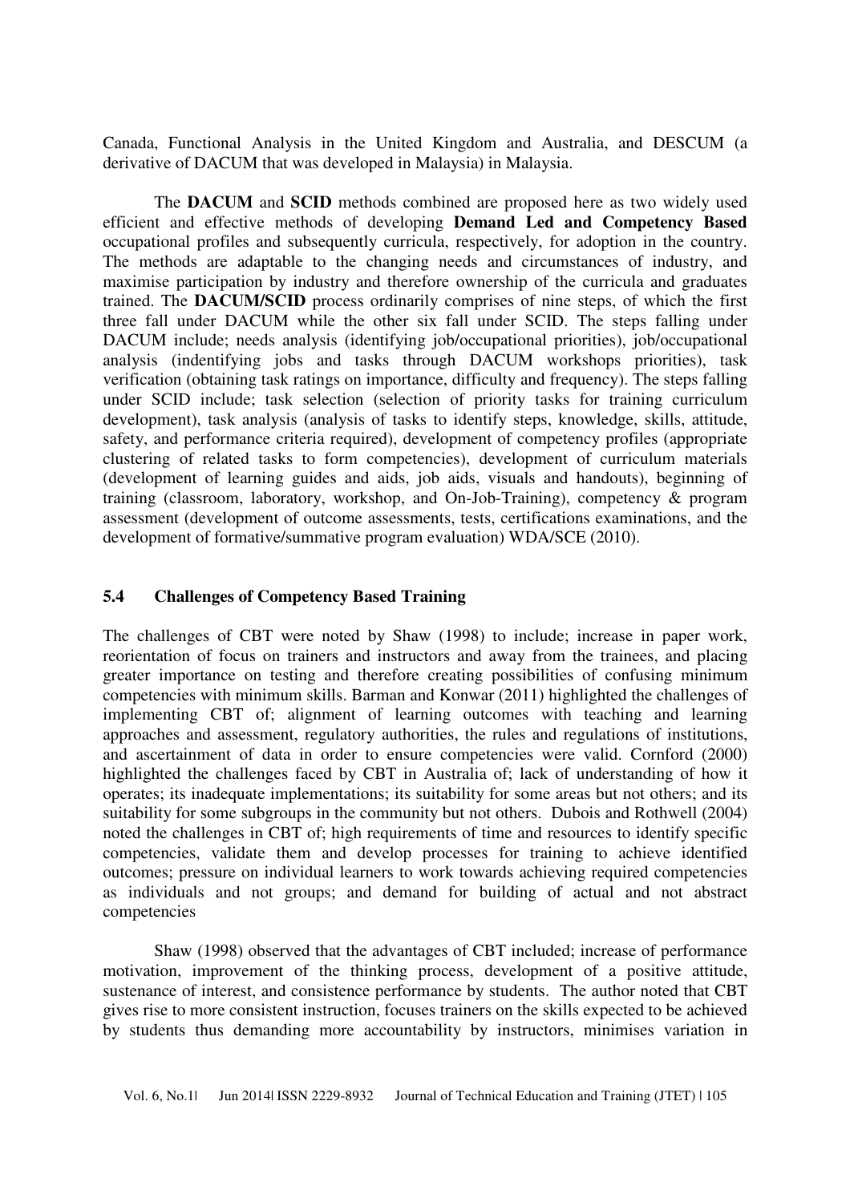Canada, Functional Analysis in the United Kingdom and Australia, and DESCUM (a derivative of DACUM that was developed in Malaysia) in Malaysia.

The **DACUM** and **SCID** methods combined are proposed here as two widely used efficient and effective methods of developing **Demand Led and Competency Based** occupational profiles and subsequently curricula, respectively, for adoption in the country. The methods are adaptable to the changing needs and circumstances of industry, and maximise participation by industry and therefore ownership of the curricula and graduates trained. The **DACUM/SCID** process ordinarily comprises of nine steps, of which the first three fall under DACUM while the other six fall under SCID. The steps falling under DACUM include; needs analysis (identifying job/occupational priorities), job/occupational analysis (indentifying jobs and tasks through DACUM workshops priorities), task verification (obtaining task ratings on importance, difficulty and frequency). The steps falling under SCID include; task selection (selection of priority tasks for training curriculum development), task analysis (analysis of tasks to identify steps, knowledge, skills, attitude, safety, and performance criteria required), development of competency profiles (appropriate clustering of related tasks to form competencies), development of curriculum materials (development of learning guides and aids, job aids, visuals and handouts), beginning of training (classroom, laboratory, workshop, and On-Job-Training), competency & program assessment (development of outcome assessments, tests, certifications examinations, and the development of formative/summative program evaluation) WDA/SCE (2010).

### 5.4 Challenges of Competency Based Training

The challenges of CBT were noted by Shaw (1998) to include; increase in paper work, reorientation of focus on trainers and instructors and away from the trainees, and placing greater importance on testing and therefore creating possibilities of confusing minimum competencies with minimum skills. Barman and Konwar (2011) highlighted the challenges of implementing CBT of; alignment of learning outcomes with teaching and learning approaches and assessment, regulatory authorities, the rules and regulations of institutions, and ascertainment of data in order to ensure competencies were valid. Cornford (2000) highlighted the challenges faced by CBT in Australia of; lack of understanding of how it operates; its inadequate implementations; its suitability for some areas but not others; and its suitability for some subgroups in the community but not others. Dubois and Rothwell (2004) noted the challenges in CBT of; high requirements of time and resources to identify specific competencies, validate them and develop processes for training to achieve identified outcomes; pressure on individual learners to work towards achieving required competencies as individuals and not groups; and demand for building of actual and not abstract competencies

Shaw (1998) observed that the advantages of CBT included; increase of performance motivation, improvement of the thinking process, development of a positive attitude, sustenance of interest, and consistence performance by students. The author noted that CBT gives rise to more consistent instruction, focuses trainers on the skills expected to be achieved by students thus demanding more accountability by instructors, minimises variation in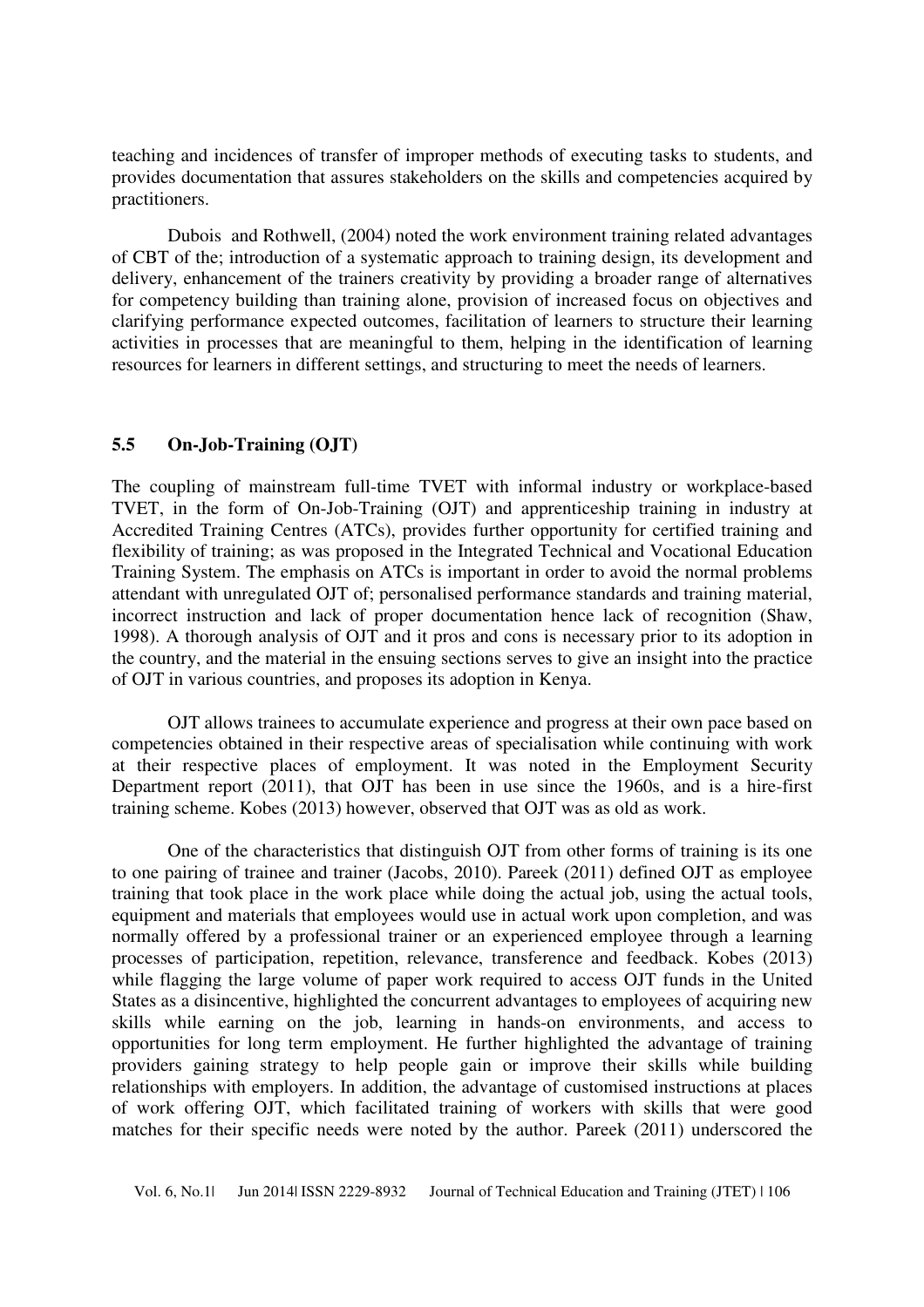teaching and incidences of transfer of improper methods of executing tasks to students, and provides documentation that assures stakeholders on the skills and competencies acquired by practitioners.

Dubois and Rothwell, (2004) noted the work environment training related advantages of CBT of the; introduction of a systematic approach to training design, its development and delivery, enhancement of the trainers creativity by providing a broader range of alternatives for competency building than training alone, provision of increased focus on objectives and clarifying performance expected outcomes, facilitation of learners to structure their learning activities in processes that are meaningful to them, helping in the identification of learning resources for learners in different settings, and structuring to meet the needs of learners.

## 5.5 On-Job-Training (OJT)

The coupling of mainstream full-time TVET with informal industry or workplace-based TVET, in the form of On-Job-Training (OJT) and apprenticeship training in industry at Accredited Training Centres (ATCs), provides further opportunity for certified training and flexibility of training; as was proposed in the Integrated Technical and Vocational Education Training System. The emphasis on ATCs is important in order to avoid the normal problems attendant with unregulated OJT of; personalised performance standards and training material, incorrect instruction and lack of proper documentation hence lack of recognition (Shaw, 1998). A thorough analysis of OJT and it pros and cons is necessary prior to its adoption in the country, and the material in the ensuing sections serves to give an insight into the practice of OJT in various countries, and proposes its adoption in Kenya.

OJT allows trainees to accumulate experience and progress at their own pace based on competencies obtained in their respective areas of specialisation while continuing with work at their respective places of employment. It was noted in the Employment Security Department report (2011), that OJT has been in use since the 1960s, and is a hire-first training scheme. Kobes (2013) however, observed that OJT was as old as work.

One of the characteristics that distinguish OJT from other forms of training is its one to one pairing of trainee and trainer (Jacobs, 2010). Pareek (2011) defined OJT as employee training that took place in the work place while doing the actual job, using the actual tools, equipment and materials that employees would use in actual work upon completion, and was normally offered by a professional trainer or an experienced employee through a learning processes of participation, repetition, relevance, transference and feedback. Kobes (2013) while flagging the large volume of paper work required to access OJT funds in the United States as a disincentive, highlighted the concurrent advantages to employees of acquiring new skills while earning on the job, learning in hands-on environments, and access to opportunities for long term employment. He further highlighted the advantage of training providers gaining strategy to help people gain or improve their skills while building relationships with employers. In addition, the advantage of customised instructions at places of work offering OJT, which facilitated training of workers with skills that were good matches for their specific needs were noted by the author. Pareek (2011) underscored the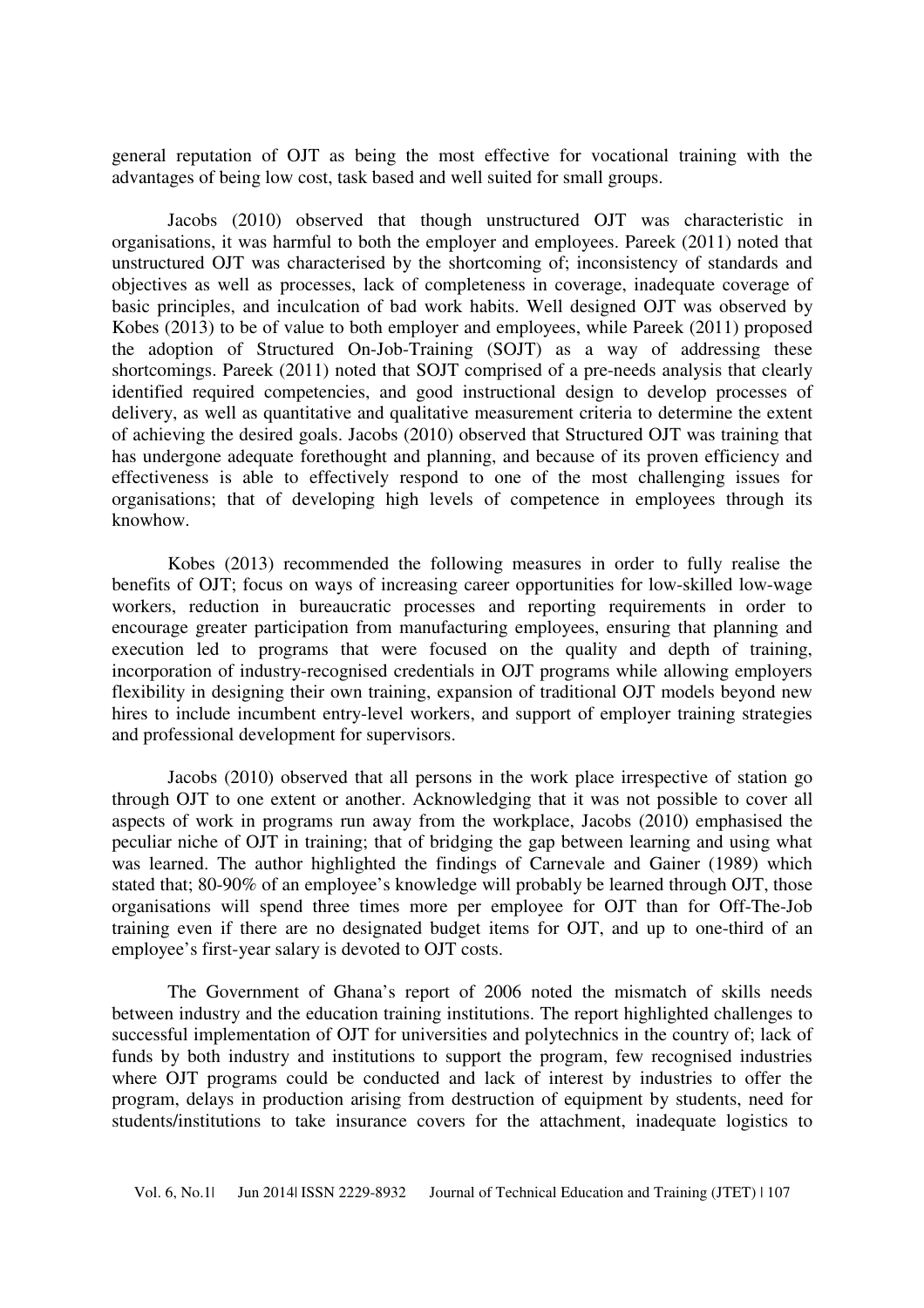general reputation of OJT as being the most effective for vocational training with the advantages of being low cost, task based and well suited for small groups.

Jacobs (2010) observed that though unstructured OJT was characteristic in organisations, it was harmful to both the employer and employees. Pareek (2011) noted that unstructured OJT was characterised by the shortcoming of; inconsistency of standards and objectives as well as processes, lack of completeness in coverage, inadequate coverage of basic principles, and inculcation of bad work habits. Well designed OJT was observed by Kobes (2013) to be of value to both employer and employees, while Pareek (2011) proposed the adoption of Structured On-Job-Training (SOJT) as a way of addressing these shortcomings. Pareek (2011) noted that SOJT comprised of a pre-needs analysis that clearly identified required competencies, and good instructional design to develop processes of delivery, as well as quantitative and qualitative measurement criteria to determine the extent of achieving the desired goals. Jacobs (2010) observed that Structured OJT was training that has undergone adequate forethought and planning, and because of its proven efficiency and effectiveness is able to effectively respond to one of the most challenging issues for organisations; that of developing high levels of competence in employees through its knowhow.

Kobes (2013) recommended the following measures in order to fully realise the benefits of OJT; focus on ways of increasing career opportunities for low-skilled low-wage workers, reduction in bureaucratic processes and reporting requirements in order to encourage greater participation from manufacturing employees, ensuring that planning and execution led to programs that were focused on the quality and depth of training, incorporation of industry-recognised credentials in OJT programs while allowing employers flexibility in designing their own training, expansion of traditional OJT models beyond new hires to include incumbent entry-level workers, and support of employer training strategies and professional development for supervisors.

Jacobs (2010) observed that all persons in the work place irrespective of station go through OJT to one extent or another. Acknowledging that it was not possible to cover all aspects of work in programs run away from the workplace, Jacobs (2010) emphasised the peculiar niche of OJT in training; that of bridging the gap between learning and using what was learned. The author highlighted the findings of Carnevale and Gainer (1989) which stated that; 80-90% of an employee's knowledge will probably be learned through OJT, those organisations will spend three times more per employee for OJT than for Off-The-Job training even if there are no designated budget items for OJT, and up to one-third of an employee's first-year salary is devoted to OJT costs.

The Government of Ghana's report of 2006 noted the mismatch of skills needs between industry and the education training institutions. The report highlighted challenges to successful implementation of OJT for universities and polytechnics in the country of; lack of funds by both industry and institutions to support the program, few recognised industries where OJT programs could be conducted and lack of interest by industries to offer the program, delays in production arising from destruction of equipment by students, need for students/institutions to take insurance covers for the attachment, inadequate logistics to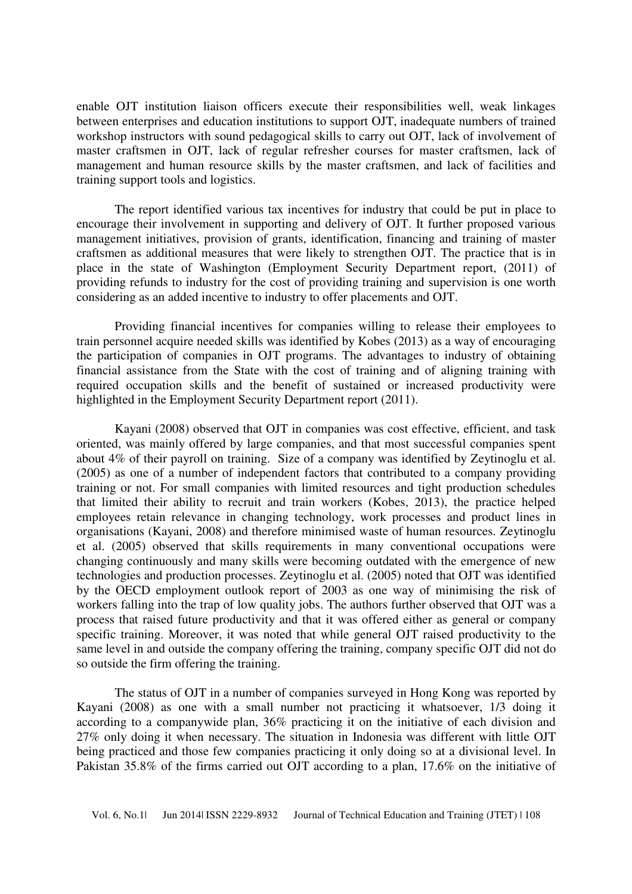enable OJT institution liaison officers execute their responsibilities well, weak linkages between enterprises and education institutions to support OJT, inadequate numbers of trained workshop instructors with sound pedagogical skills to carry out OJT, lack of involvement of master craftsmen in OJT, lack of regular refresher courses for master craftsmen, lack of management and human resource skills by the master craftsmen, and lack of facilities and training support tools and logistics.

The report identified various tax incentives for industry that could be put in place to encourage their involvement in supporting and delivery of OJT. It further proposed various management initiatives, provision of grants, identification, financing and training of master craftsmen as additional measures that were likely to strengthen OJT. The practice that is in place in the state of Washington (Employment Security Department report, (2011) of providing refunds to industry for the cost of providing training and supervision is one worth considering as an added incentive to industry to offer placements and OJT.

Providing financial incentives for companies willing to release their employees to train personnel acquire needed skills was identified by Kobes (2013) as a way of encouraging the participation of companies in OJT programs. The advantages to industry of obtaining financial assistance from the State with the cost of training and of aligning training with required occupation skills and the benefit of sustained or increased productivity were highlighted in the Employment Security Department report (2011).

Kayani (2008) observed that OJT in companies was cost effective, efficient, and task oriented, was mainly offered by large companies, and that most successful companies spent about 4% of their payroll on training. Size of a company was identified by Zeytinoglu et al. (2005) as one of a number of independent factors that contributed to a company providing training or not. For small companies with limited resources and tight production schedules that limited their ability to recruit and train workers (Kobes, 2013), the practice helped employees retain relevance in changing technology, work processes and product lines in organisations (Kayani, 2008) and therefore minimised waste of human resources. Zeytinoglu et al. (2005) observed that skills requirements in many conventional occupations were changing continuously and many skills were becoming outdated with the emergence of new technologies and production processes. Zeytinoglu et al. (2005) noted that OJT was identified by the OECD employment outlook report of 2003 as one way of minimising the risk of workers falling into the trap of low quality jobs. The authors further observed that OJT was a process that raised future productivity and that it was offered either as general or company specific training. Moreover, it was noted that while general OJT raised productivity to the same level in and outside the company offering the training, company specific OJT did not do so outside the firm offering the training.

The status of OJT in a number of companies surveyed in Hong Kong was reported by Kayani (2008) as one with a small number not practicing it whatsoever, 1/3 doing it according to a companywide plan, 36% practicing it on the initiative of each division and 27% only doing it when necessary. The situation in Indonesia was different with little OJT being practiced and those few companies practicing it only doing so at a divisional level. In Pakistan 35.8% of the firms carried out OJT according to a plan, 17.6% on the initiative of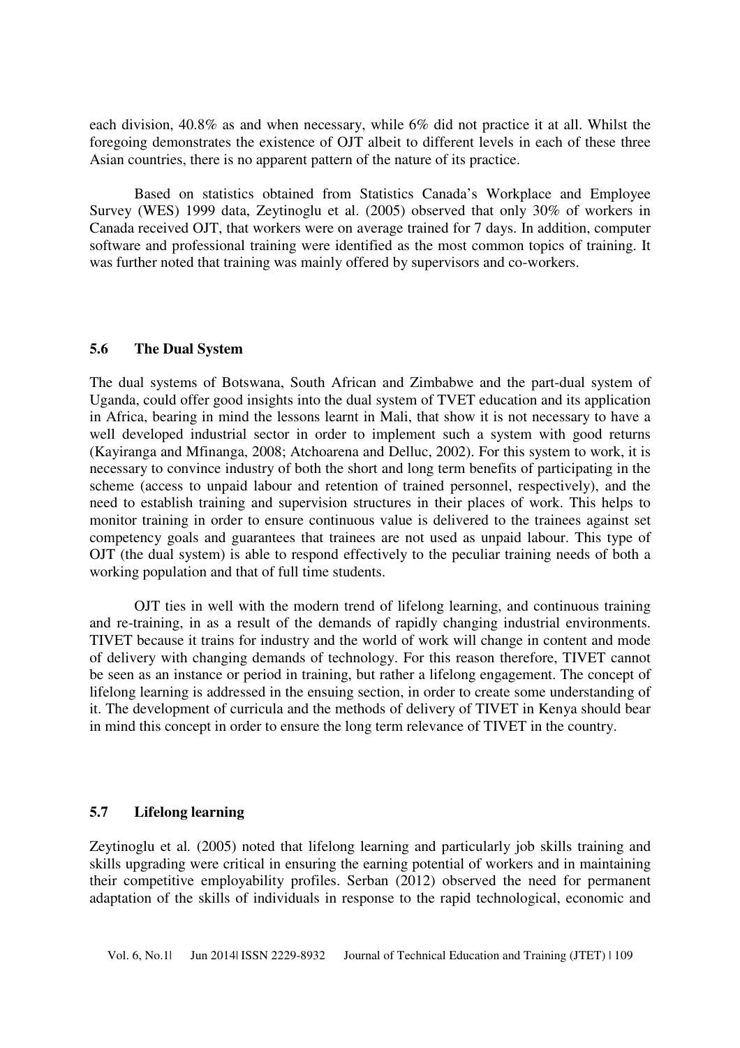each division, 40.8% as and when necessary, while 6% did not practice it at all. Whilst the foregoing demonstrates the existence of OJT albeit to different levels in each of these three Asian countries, there is no apparent pattern of the nature of its practice.

Based on statistics obtained from Statistics Canada's Workplace and Employee Survey (WES) 1999 data, Zeytinoglu et al. (2005) observed that only 30% of workers in Canada received OJT, that workers were on average trained for 7 days. In addition, computer software and professional training were identified as the most common topics of training. It was further noted that training was mainly offered by supervisors and co-workers.

## 5.6 The Dual System

The dual systems of Botswana, South African and Zimbabwe and the part-dual system of Uganda, could offer good insights into the dual system of TVET education and its application in Africa, bearing in mind the lessons learnt in Mali, that show it is not necessary to have a well developed industrial sector in order to implement such a system with good returns (Kayiranga and Mfinanga, 2008; Atchoarena and Delluc, 2002). For this system to work, it is necessary to convince industry of both the short and long term benefits of participating in the scheme (access to unpaid labour and retention of trained personnel, respectively), and the need to establish training and supervision structures in their places of work. This helps to monitor training in order to ensure continuous value is delivered to the trainees against set competency goals and guarantees that trainees are not used as unpaid labour. This type of OJT (the dual system) is able to respond effectively to the peculiar training needs of both a working population and that of full time students.

OJT ties in well with the modern trend of lifelong learning, and continuous training and re-training, in as a result of the demands of rapidly changing industrial environments. TIVET because it trains for industry and the world of work will change in content and mode of delivery with changing demands of technology. For this reason therefore, TIVET cannot be seen as an instance or period in training, but rather a lifelong engagement. The concept of lifelong learning is addressed in the ensuing section, in order to create some understanding of it. The development of curricula and the methods of delivery of TIVET in Kenya should bear in mind this concept in order to ensure the long term relevance of TIVET in the country.

## 5.7 Lifelong learning

Zeytinoglu et al*.* (2005) noted that lifelong learning and particularly job skills training and skills upgrading were critical in ensuring the earning potential of workers and in maintaining their competitive employability profiles. Serban (2012) observed the need for permanent adaptation of the skills of individuals in response to the rapid technological, economic and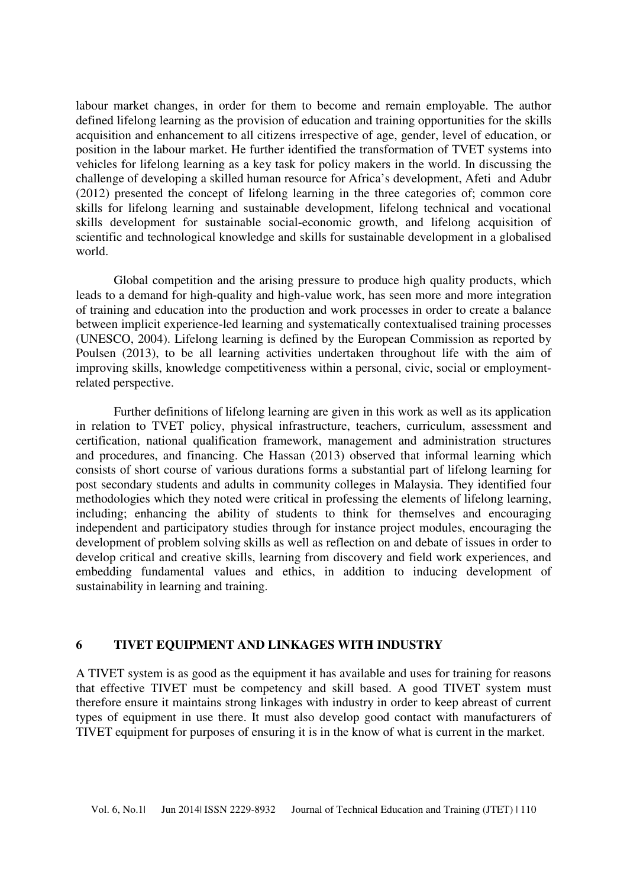labour market changes, in order for them to become and remain employable. The author defined lifelong learning as the provision of education and training opportunities for the skills acquisition and enhancement to all citizens irrespective of age, gender, level of education, or position in the labour market. He further identified the transformation of TVET systems into vehicles for lifelong learning as a key task for policy makers in the world. In discussing the challenge of developing a skilled human resource for Africa's development, Afeti and Adubr (2012) presented the concept of lifelong learning in the three categories of; common core skills for lifelong learning and sustainable development, lifelong technical and vocational skills development for sustainable social-economic growth, and lifelong acquisition of scientific and technological knowledge and skills for sustainable development in a globalised world.

Global competition and the arising pressure to produce high quality products, which leads to a demand for high-quality and high-value work, has seen more and more integration of training and education into the production and work processes in order to create a balance between implicit experience-led learning and systematically contextualised training processes (UNESCO, 2004). Lifelong learning is defined by the European Commission as reported by Poulsen (2013), to be all learning activities undertaken throughout life with the aim of improving skills, knowledge competitiveness within a personal, civic, social or employment-related perspective.

Further definitions of lifelong learning are given in this work as well as its application in relation to TVET policy, physical infrastructure, teachers, curriculum, assessment and certification, national qualification framework, management and administration structures and procedures, and financing. Che Hassan (2013) observed that informal learning which consists of short course of various durations forms a substantial part of lifelong learning for post secondary students and adults in community colleges in Malaysia. They identified four methodologies which they noted were critical in professing the elements of lifelong learning, including; enhancing the ability of students to think for themselves and encouraging independent and participatory studies through for instance project modules, encouraging the development of problem solving skills as well as reflection on and debate of issues in order to develop critical and creative skills, learning from discovery and field work experiences, and embedding fundamental values and ethics, in addition to inducing development of sustainability in learning and training.

## 6 TIVET EQUIPMENT AND LINKAGES WITH INDUSTRY

A TIVET system is as good as the equipment it has available and uses for training for reasons that effective TIVET must be competency and skill based. A good TIVET system must therefore ensure it maintains strong linkages with industry in order to keep abreast of current types of equipment in use there. It must also develop good contact with manufacturers of TIVET equipment for purposes of ensuring it is in the know of what is current in the market.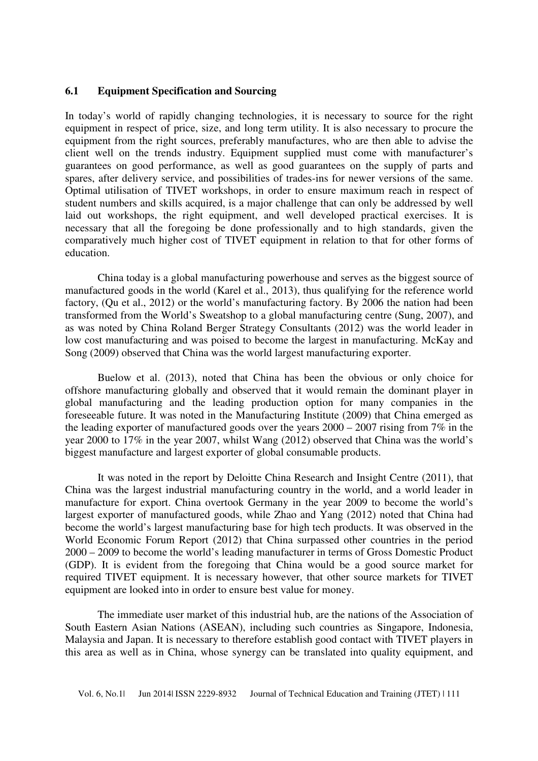### 6.1 Equipment Specification and Sourcing

In today's world of rapidly changing technologies, it is necessary to source for the right equipment in respect of price, size, and long term utility. It is also necessary to procure the equipment from the right sources, preferably manufactures, who are then able to advise the client well on the trends industry. Equipment supplied must come with manufacturer's guarantees on good performance, as well as good guarantees on the supply of parts and spares, after delivery service, and possibilities of trades-ins for newer versions of the same. Optimal utilisation of TIVET workshops, in order to ensure maximum reach in respect of student numbers and skills acquired, is a major challenge that can only be addressed by well laid out workshops, the right equipment, and well developed practical exercises. It is necessary that all the foregoing be done professionally and to high standards, given the comparatively much higher cost of TIVET equipment in relation to that for other forms of education.

China today is a global manufacturing powerhouse and serves as the biggest source of manufactured goods in the world (Karel et al., 2013), thus qualifying for the reference world factory, (Qu et al., 2012) or the world's manufacturing factory. By 2006 the nation had been transformed from the World's Sweatshop to a global manufacturing centre (Sung, 2007), and as was noted by China Roland Berger Strategy Consultants (2012) was the world leader in low cost manufacturing and was poised to become the largest in manufacturing. McKay and Song (2009) observed that China was the world largest manufacturing exporter.

Buelow et al. (2013), noted that China has been the obvious or only choice for offshore manufacturing globally and observed that it would remain the dominant player in global manufacturing and the leading production option for many companies in the foreseeable future. It was noted in the Manufacturing Institute (2009) that China emerged as the leading exporter of manufactured goods over the years 2000 – 2007 rising from 7% in the year 2000 to 17% in the year 2007, whilst Wang (2012) observed that China was the world's biggest manufacture and largest exporter of global consumable products.

It was noted in the report by Deloitte China Research and Insight Centre (2011), that China was the largest industrial manufacturing country in the world, and a world leader in manufacture for export. China overtook Germany in the year 2009 to become the world's largest exporter of manufactured goods, while Zhao and Yang (2012) noted that China had become the world's largest manufacturing base for high tech products. It was observed in the World Economic Forum Report (2012) that China surpassed other countries in the period 2000 – 2009 to become the world's leading manufacturer in terms of Gross Domestic Product (GDP). It is evident from the foregoing that China would be a good source market for required TIVET equipment. It is necessary however, that other source markets for TIVET equipment are looked into in order to ensure best value for money.

The immediate user market of this industrial hub, are the nations of the Association of South Eastern Asian Nations (ASEAN), including such countries as Singapore, Indonesia, Malaysia and Japan. It is necessary to therefore establish good contact with TIVET players in this area as well as in China, whose synergy can be translated into quality equipment, and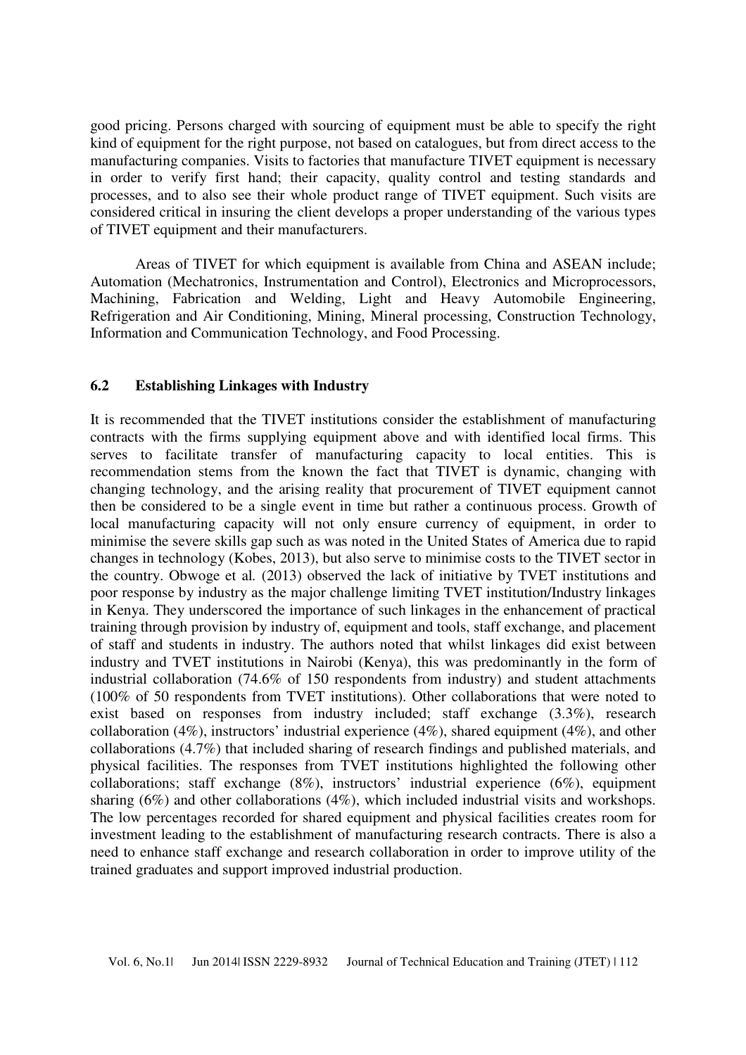good pricing. Persons charged with sourcing of equipment must be able to specify the right kind of equipment for the right purpose, not based on catalogues, but from direct access to the manufacturing companies. Visits to factories that manufacture TIVET equipment is necessary in order to verify first hand; their capacity, quality control and testing standards and processes, and to also see their whole product range of TIVET equipment. Such visits are considered critical in insuring the client develops a proper understanding of the various types of TIVET equipment and their manufacturers.

Areas of TIVET for which equipment is available from China and ASEAN include; Automation (Mechatronics, Instrumentation and Control), Electronics and Microprocessors, Machining, Fabrication and Welding, Light and Heavy Automobile Engineering, Refrigeration and Air Conditioning, Mining, Mineral processing, Construction Technology, Information and Communication Technology, and Food Processing.

### 6.2 Establishing Linkages with Industry

It is recommended that the TIVET institutions consider the establishment of manufacturing contracts with the firms supplying equipment above and with identified local firms. This serves to facilitate transfer of manufacturing capacity to local entities. This is recommendation stems from the known the fact that TIVET is dynamic, changing with changing technology, and the arising reality that procurement of TIVET equipment cannot then be considered to be a single event in time but rather a continuous process. Growth of local manufacturing capacity will not only ensure currency of equipment, in order to minimise the severe skills gap such as was noted in the United States of America due to rapid changes in technology (Kobes, 2013), but also serve to minimise costs to the TIVET sector in the country. Obwoge et al*.* (2013) observed the lack of initiative by TVET institutions and poor response by industry as the major challenge limiting TVET institution/Industry linkages in Kenya. They underscored the importance of such linkages in the enhancement of practical training through provision by industry of, equipment and tools, staff exchange, and placement of staff and students in industry. The authors noted that whilst linkages did exist between industry and TVET institutions in Nairobi (Kenya), this was predominantly in the form of industrial collaboration (74.6% of 150 respondents from industry) and student attachments (100% of 50 respondents from TVET institutions). Other collaborations that were noted to exist based on responses from industry included; staff exchange (3.3%), research collaboration (4%), instructors' industrial experience (4%), shared equipment (4%), and other collaborations (4.7%) that included sharing of research findings and published materials, and physical facilities. The responses from TVET institutions highlighted the following other collaborations; staff exchange (8%), instructors' industrial experience (6%), equipment sharing (6%) and other collaborations (4%), which included industrial visits and workshops. The low percentages recorded for shared equipment and physical facilities creates room for investment leading to the establishment of manufacturing research contracts. There is also a need to enhance staff exchange and research collaboration in order to improve utility of the trained graduates and support improved industrial production.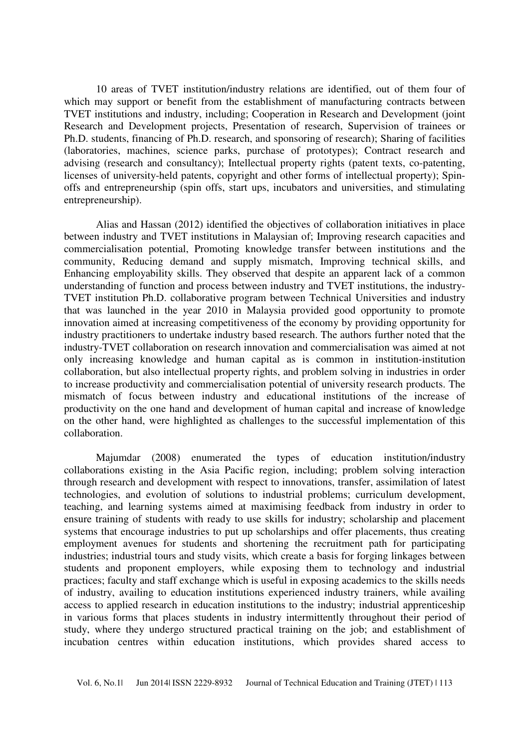10 areas of TVET institution/industry relations are identified, out of them four of which may support or benefit from the establishment of manufacturing contracts between TVET institutions and industry, including; Cooperation in Research and Development (joint Research and Development projects, Presentation of research, Supervision of trainees or Ph.D. students, financing of Ph.D. research, and sponsoring of research); Sharing of facilities (laboratories, machines, science parks, purchase of prototypes); Contract research and advising (research and consultancy); Intellectual property rights (patent texts, co-patenting, licenses of university-held patents, copyright and other forms of intellectual property); Spin-offs and entrepreneurship (spin offs, start ups, incubators and universities, and stimulating entrepreneurship).

Alias and Hassan (2012) identified the objectives of collaboration initiatives in place between industry and TVET institutions in Malaysian of; Improving research capacities and commercialisation potential, Promoting knowledge transfer between institutions and the community, Reducing demand and supply mismatch, Improving technical skills, and Enhancing employability skills. They observed that despite an apparent lack of a common understanding of function and process between industry and TVET institutions, the industry-TVET institution Ph.D. collaborative program between Technical Universities and industry that was launched in the year 2010 in Malaysia provided good opportunity to promote innovation aimed at increasing competitiveness of the economy by providing opportunity for industry practitioners to undertake industry based research. The authors further noted that the industry-TVET collaboration on research innovation and commercialisation was aimed at not only increasing knowledge and human capital as is common in institution-institution collaboration, but also intellectual property rights, and problem solving in industries in order to increase productivity and commercialisation potential of university research products. The mismatch of focus between industry and educational institutions of the increase of productivity on the one hand and development of human capital and increase of knowledge on the other hand, were highlighted as challenges to the successful implementation of this collaboration.

Majumdar (2008) enumerated the types of education institution/industry collaborations existing in the Asia Pacific region, including; problem solving interaction through research and development with respect to innovations, transfer, assimilation of latest technologies, and evolution of solutions to industrial problems; curriculum development, teaching, and learning systems aimed at maximising feedback from industry in order to ensure training of students with ready to use skills for industry; scholarship and placement systems that encourage industries to put up scholarships and offer placements, thus creating employment avenues for students and shortening the recruitment path for participating industries; industrial tours and study visits, which create a basis for forging linkages between students and proponent employers, while exposing them to technology and industrial practices; faculty and staff exchange which is useful in exposing academics to the skills needs of industry, availing to education institutions experienced industry trainers, while availing access to applied research in education institutions to the industry; industrial apprenticeship in various forms that places students in industry intermittently throughout their period of study, where they undergo structured practical training on the job; and establishment of incubation centres within education institutions, which provides shared access to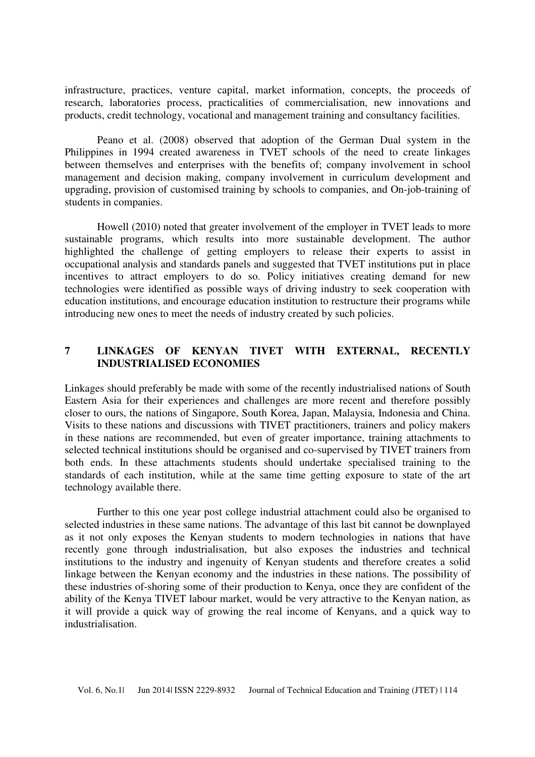infrastructure, practices, venture capital, market information, concepts, the proceeds of research, laboratories process, practicalities of commercialisation, new innovations and products, credit technology, vocational and management training and consultancy facilities.

Peano et al. (2008) observed that adoption of the German Dual system in the Philippines in 1994 created awareness in TVET schools of the need to create linkages between themselves and enterprises with the benefits of; company involvement in school management and decision making, company involvement in curriculum development and upgrading, provision of customised training by schools to companies, and On-job-training of students in companies.

Howell (2010) noted that greater involvement of the employer in TVET leads to more sustainable programs, which results into more sustainable development. The author highlighted the challenge of getting employers to release their experts to assist in occupational analysis and standards panels and suggested that TVET institutions put in place incentives to attract employers to do so. Policy initiatives creating demand for new technologies were identified as possible ways of driving industry to seek cooperation with education institutions, and encourage education institution to restructure their programs while introducing new ones to meet the needs of industry created by such policies.

## 7 LINKAGES OF KENYAN TIVET WITH EXTERNAL, RECENTLY INDUSTRIALISED ECONOMIES

Linkages should preferably be made with some of the recently industrialised nations of South Eastern Asia for their experiences and challenges are more recent and therefore possibly closer to ours, the nations of Singapore, South Korea, Japan, Malaysia, Indonesia and China. Visits to these nations and discussions with TIVET practitioners, trainers and policy makers in these nations are recommended, but even of greater importance, training attachments to selected technical institutions should be organised and co-supervised by TIVET trainers from both ends. In these attachments students should undertake specialised training to the standards of each institution, while at the same time getting exposure to state of the art technology available there.

Further to this one year post college industrial attachment could also be organised to selected industries in these same nations. The advantage of this last bit cannot be downplayed as it not only exposes the Kenyan students to modern technologies in nations that have recently gone through industrialisation, but also exposes the industries and technical institutions to the industry and ingenuity of Kenyan students and therefore creates a solid linkage between the Kenyan economy and the industries in these nations. The possibility of these industries of-shoring some of their production to Kenya, once they are confident of the ability of the Kenya TIVET labour market, would be very attractive to the Kenyan nation, as it will provide a quick way of growing the real income of Kenyans, and a quick way to industrialisation.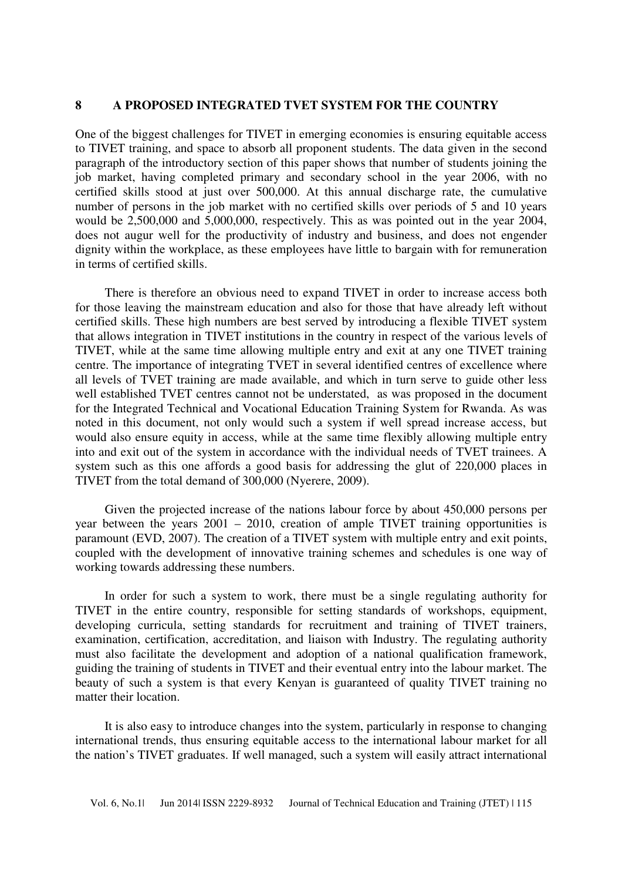## 8 A PROPOSED INTEGRATED TVET SYSTEM FOR THE COUNTRY

One of the biggest challenges for TIVET in emerging economies is ensuring equitable access to TIVET training, and space to absorb all proponent students. The data given in the second paragraph of the introductory section of this paper shows that number of students joining the job market, having completed primary and secondary school in the year 2006, with no certified skills stood at just over 500,000. At this annual discharge rate, the cumulative number of persons in the job market with no certified skills over periods of 5 and 10 years would be 2,500,000 and 5,000,000, respectively. This as was pointed out in the year 2004, does not augur well for the productivity of industry and business, and does not engender dignity within the workplace, as these employees have little to bargain with for remuneration in terms of certified skills.

There is therefore an obvious need to expand TIVET in order to increase access both for those leaving the mainstream education and also for those that have already left without certified skills. These high numbers are best served by introducing a flexible TIVET system that allows integration in TIVET institutions in the country in respect of the various levels of TIVET, while at the same time allowing multiple entry and exit at any one TIVET training centre. The importance of integrating TVET in several identified centres of excellence where all levels of TVET training are made available, and which in turn serve to guide other less well established TVET centres cannot not be understated, as was proposed in the document for the Integrated Technical and Vocational Education Training System for Rwanda. As was noted in this document, not only would such a system if well spread increase access, but would also ensure equity in access, while at the same time flexibly allowing multiple entry into and exit out of the system in accordance with the individual needs of TVET trainees. A system such as this one affords a good basis for addressing the glut of 220,000 places in TIVET from the total demand of 300,000 (Nyerere, 2009).

Given the projected increase of the nations labour force by about 450,000 persons per year between the years 2001 – 2010, creation of ample TIVET training opportunities is paramount (EVD, 2007). The creation of a TIVET system with multiple entry and exit points, coupled with the development of innovative training schemes and schedules is one way of working towards addressing these numbers.

In order for such a system to work, there must be a single regulating authority for TIVET in the entire country, responsible for setting standards of workshops, equipment, developing curricula, setting standards for recruitment and training of TIVET trainers, examination, certification, accreditation, and liaison with Industry. The regulating authority must also facilitate the development and adoption of a national qualification framework, guiding the training of students in TIVET and their eventual entry into the labour market. The beauty of such a system is that every Kenyan is guaranteed of quality TIVET training no matter their location.

It is also easy to introduce changes into the system, particularly in response to changing international trends, thus ensuring equitable access to the international labour market for all the nation's TIVET graduates. If well managed, such a system will easily attract international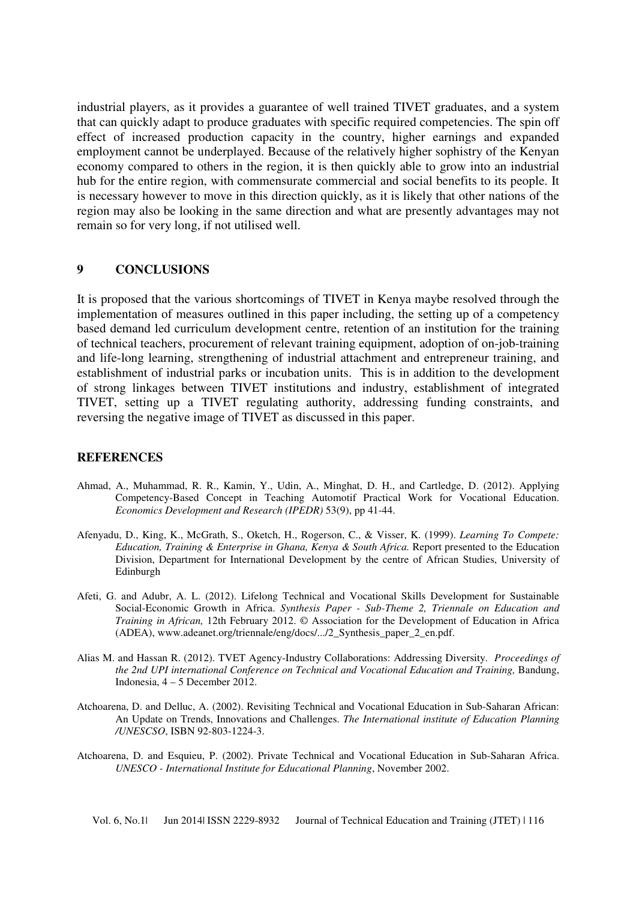industrial players, as it provides a guarantee of well trained TIVET graduates, and a system that can quickly adapt to produce graduates with specific required competencies. The spin off effect of increased production capacity in the country, higher earnings and expanded employment cannot be underplayed. Because of the relatively higher sophistry of the Kenyan economy compared to others in the region, it is then quickly able to grow into an industrial hub for the entire region, with commensurate commercial and social benefits to its people. It is necessary however to move in this direction quickly, as it is likely that other nations of the region may also be looking in the same direction and what are presently advantages may not remain so for very long, if not utilised well.

## 9 CONCLUSIONS

It is proposed that the various shortcomings of TIVET in Kenya maybe resolved through the implementation of measures outlined in this paper including, the setting up of a competency based demand led curriculum development centre, retention of an institution for the training of technical teachers, procurement of relevant training equipment, adoption of on-job-training and life-long learning, strengthening of industrial attachment and entrepreneur training, and establishment of industrial parks or incubation units. This is in addition to the development of strong linkages between TIVET institutions and industry, establishment of integrated TIVET, setting up a TIVET regulating authority, addressing funding constraints, and reversing the negative image of TIVET as discussed in this paper.

## REFERENCES

Ahmad, A., Muhammad, R. R., Kamin, Y., Udin, A., Minghat, D. H., and Cartledge, D. (2012). Applying Competency-Based Concept in Teaching Automotif Practical Work for Vocational Education. *Economics Development and Research (IPEDR)* 53(9), pp 41-44.

Afenyadu, D., King, K., McGrath, S., Oketch, H., Rogerson, C., & Visser, K. (1999). *Learning To Compete: Education, Training & Enterprise in Ghana, Kenya & South Africa.* Report presented to the Education Division, Department for International Development by the centre of African Studies, University of Edinburgh

Afeti, G. and Adubr, A. L. (2012). Lifelong Technical and Vocational Skills Development for Sustainable Social-Economic Growth in Africa. *Synthesis Paper - Sub-Theme 2, Triennale on Education and Training in African,* 12th February 2012. © Association for the Development of Education in Africa (ADEA), www.adeanet.org/triennale/eng/docs/.../2_Synthesis_paper_2_en.pdf.

Alias M. and Hassan R. (2012). TVET Agency-Industry Collaborations: Addressing Diversity. *Proceedings of the 2nd UPI international Conference on Technical and Vocational Education and Training,* Bandung, Indonesia, 4 – 5 December 2012.

Atchoarena, D. and Delluc, A. (2002). Revisiting Technical and Vocational Education in Sub-Saharan African: An Update on Trends, Innovations and Challenges. *The International institute of Education Planning /UNESCSO*, ISBN 92-803-1224-3.

Atchoarena, D. and Esquieu, P. (2002). Private Technical and Vocational Education in Sub-Saharan Africa. *UNESCO - International Institute for Educational Planning*, November 2002.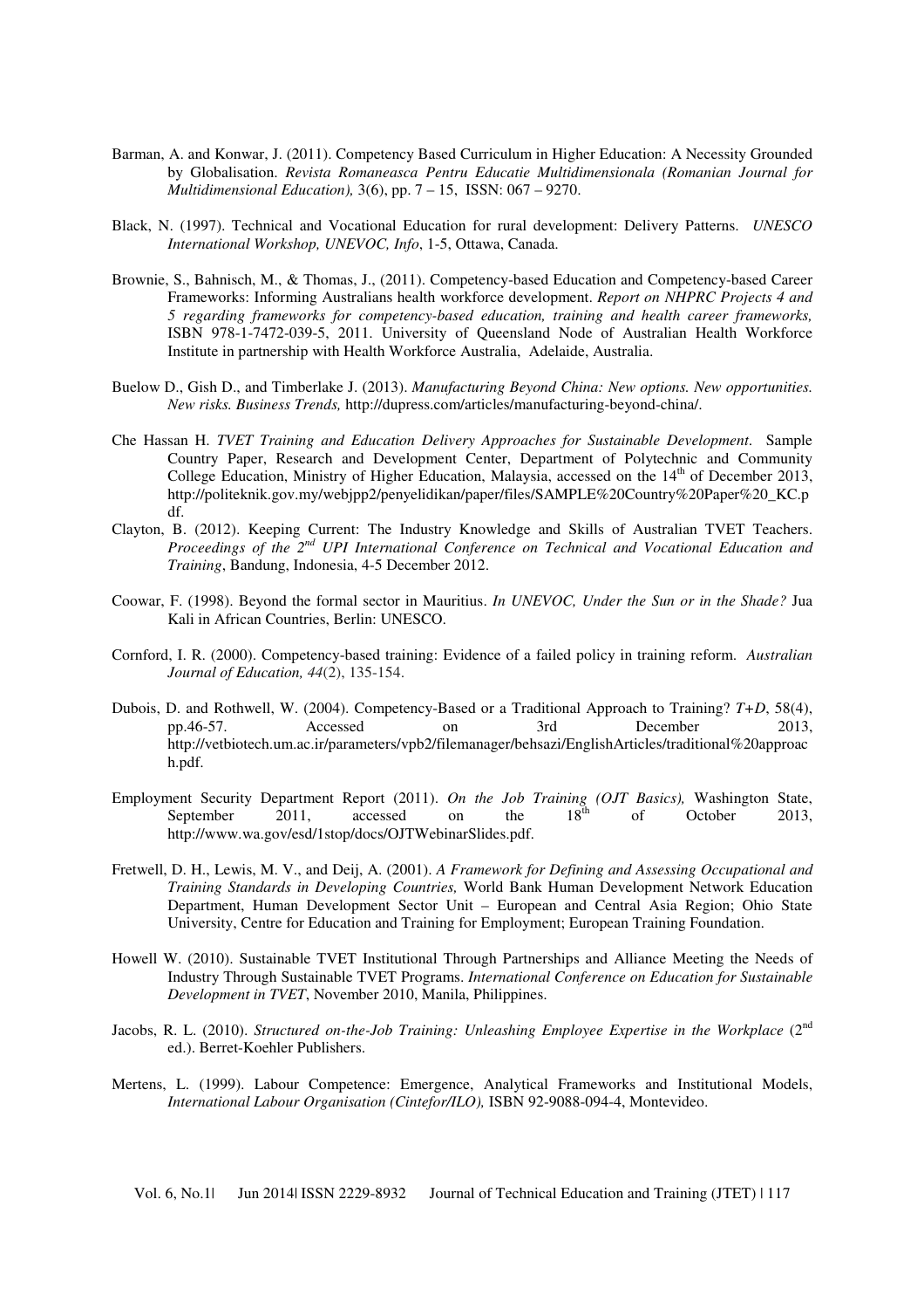Barman, A. and Konwar, J. (2011). Competency Based Curriculum in Higher Education: A Necessity Grounded by Globalisation. *Revista Romaneasca Pentru Educatie Multidimensionala (Romanian Journal for Multidimensional Education),* 3(6), pp. 7 – 15, ISSN: 067 – 9270.

Black, N. (1997). Technical and Vocational Education for rural development: Delivery Patterns. *UNESCO International Workshop, UNEVOC, Info*, 1-5, Ottawa, Canada.

Brownie, S., Bahnisch, M., & Thomas, J., (2011). Competency-based Education and Competency-based Career Frameworks: Informing Australians health workforce development. *Report on NHPRC Projects 4 and 5 regarding frameworks for competency-based education, training and health career frameworks,* ISBN 978-1-7472-039-5, 2011. University of Queensland Node of Australian Health Workforce Institute in partnership with Health Workforce Australia, Adelaide, Australia.

Buelow D., Gish D., and Timberlake J. (2013). *Manufacturing Beyond China: New options. New opportunities. New risks. Business Trends,* http://dupress.com/articles/manufacturing-beyond-china/.

Che Hassan H. *TVET Training and Education Delivery Approaches for Sustainable Development*. Sample Country Paper, Research and Development Center, Department of Polytechnic and Community College Education, Ministry of Higher Education, Malaysia, accessed on the 14th of December 2013, http://politeknik.gov.my/webjpp2/penyelidikan/paper/files/SAMPLE%20Country%20Paper%20_KC.pdf.

Clayton, B. (2012). Keeping Current: The Industry Knowledge and Skills of Australian TVET Teachers. *Proceedings of the 2nd UPI International Conference on Technical and Vocational Education and Training*, Bandung, Indonesia, 4-5 December 2012.

Coowar, F. (1998). Beyond the formal sector in Mauritius. *In UNEVOC, Under the Sun or in the Shade?* Jua Kali in African Countries, Berlin: UNESCO.

Cornford, I. R. (2000). Competency-based training: Evidence of a failed policy in training reform. *Australian Journal of Education, 44*(2), 135-154.

Dubois, D. and Rothwell, W. (2004). Competency-Based or a Traditional Approach to Training? *T+D*, 58(4), pp.46-57. Accessed on 3rd December 2013, http://vetbiotech.um.ac.ir/parameters/vpb2/filemanager/behsazi/EnglishArticles/traditional%20approach.pdf.

Employment Security Department Report (2011). *On the Job Training (OJT Basics),* Washington State, September 2011, accessed on the 18th of October 2013, http://www.wa.gov/esd/1stop/docs/OJTWebinarSlides.pdf.

Fretwell, D. H., Lewis, M. V., and Deij, A. (2001). *A Framework for Defining and Assessing Occupational and Training Standards in Developing Countries,* World Bank Human Development Network Education Department, Human Development Sector Unit – European and Central Asia Region; Ohio State University, Centre for Education and Training for Employment; European Training Foundation.

Howell W. (2010). Sustainable TVET Institutional Through Partnerships and Alliance Meeting the Needs of Industry Through Sustainable TVET Programs. *International Conference on Education for Sustainable Development in TVET*, November 2010, Manila, Philippines.

Jacobs, R. L. (2010). *Structured on-the-Job Training: Unleashing Employee Expertise in the Workplace* (2nd ed.). Berret-Koehler Publishers.

Mertens, L. (1999). Labour Competence: Emergence, Analytical Frameworks and Institutional Models, *International Labour Organisation (Cintefor/ILO),* ISBN 92-9088-094-4, Montevideo.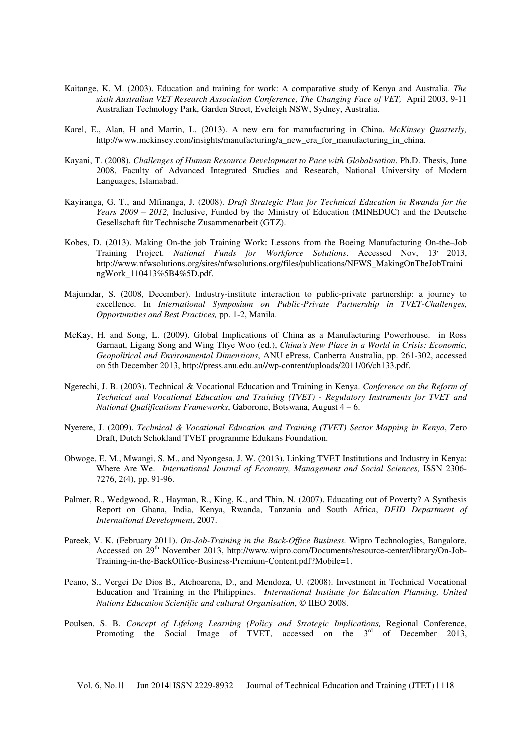Kaitange, K. M. (2003). Education and training for work: A comparative study of Kenya and Australia. *The sixth Australian VET Research Association Conference, The Changing Face of VET,* April 2003, 9-11 Australian Technology Park, Garden Street, Eveleigh NSW, Sydney, Australia.

Karel, E., Alan, H and Martin, L. (2013). A new era for manufacturing in China. *McKinsey Quarterly,* http://www.mckinsey.com/insights/manufacturing/a_new_era_for_manufacturing_in_china.

Kayani, T. (2008). *Challenges of Human Resource Development to Pace with Globalisation*. Ph.D. Thesis, June 2008, Faculty of Advanced Integrated Studies and Research, National University of Modern Languages, Islamabad.

Kayiranga, G. T., and Mfinanga, J. (2008). *Draft Strategic Plan for Technical Education in Rwanda for the Years 2009 – 2012,* Inclusive, Funded by the Ministry of Education (MINEDUC) and the Deutsche Gesellschaft für Technische Zusammenarbeit (GTZ).

Kobes, D. (2013). Making On-the job Training Work: Lessons from the Boeing Manufacturing On-the–Job Training Project. *National Funds for Workforce Solutions*. Accessed Nov, 13, 2013, http://www.nfwsolutions.org/sites/nfwsolutions.org/files/publications/NFWS_MakingOnTheJobTrainingWork_110413%5B4%5D.pdf.

Majumdar, S. (2008, December). Industry-institute interaction to public-private partnership: a journey to excellence. In *International Symposium on Public-Private Partnership in TVET-Challenges, Opportunities and Best Practices,* pp. 1-2, Manila.

McKay, H. and Song, L. (2009). Global Implications of China as a Manufacturing Powerhouse. in Ross Garnaut, Ligang Song and Wing Thye Woo (ed.), *China's New Place in a World in Crisis: Economic, Geopolitical and Environmental Dimensions*, ANU ePress, Canberra Australia, pp. 261-302, accessed on 5th December 2013, http://press.anu.edu.au//wp-content/uploads/2011/06/ch133.pdf.

Ngerechi, J. B. (2003). Technical & Vocational Education and Training in Kenya. *Conference on the Reform of Technical and Vocational Education and Training (TVET) - Regulatory Instruments for TVET and National Qualifications Frameworks*, Gaborone, Botswana, August 4 – 6.

Nyerere, J. (2009). *Technical & Vocational Education and Training (TVET) Sector Mapping in Kenya*, Zero Draft, Dutch Schokland TVET programme Edukans Foundation.

Obwoge, E. M., Mwangi, S. M., and Nyongesa, J. W. (2013). Linking TVET Institutions and Industry in Kenya: Where Are We. *International Journal of Economy, Management and Social Sciences,* ISSN 2306-7276, 2(4), pp. 91-96.

Palmer, R., Wedgwood, R., Hayman, R., King, K., and Thin, N. (2007). Educating out of Poverty? A Synthesis Report on Ghana, India, Kenya, Rwanda, Tanzania and South Africa, *DFID Department of International Development*, 2007.

Pareek, V. K. (February 2011). *On-Job-Training in the Back-Office Business.* Wipro Technologies, Bangalore, Accessed on 29th November 2013, http://www.wipro.com/Documents/resource-center/library/On-Job-Training-in-the-BackOffice-Business-Premium-Content.pdf?Mobile=1.

Peano, S., Vergei De Dios B., Atchoarena, D., and Mendoza, U. (2008). Investment in Technical Vocational Education and Training in the Philippines. *International Institute for Education Planning, United Nations Education Scientific and cultural Organisation*, © IIEO 2008.

Poulsen, S. B. *Concept of Lifelong Learning (Policy and Strategic Implications,* Regional Conference, Promoting the Social Image of TVET, accessed on the 3rd of December 2013,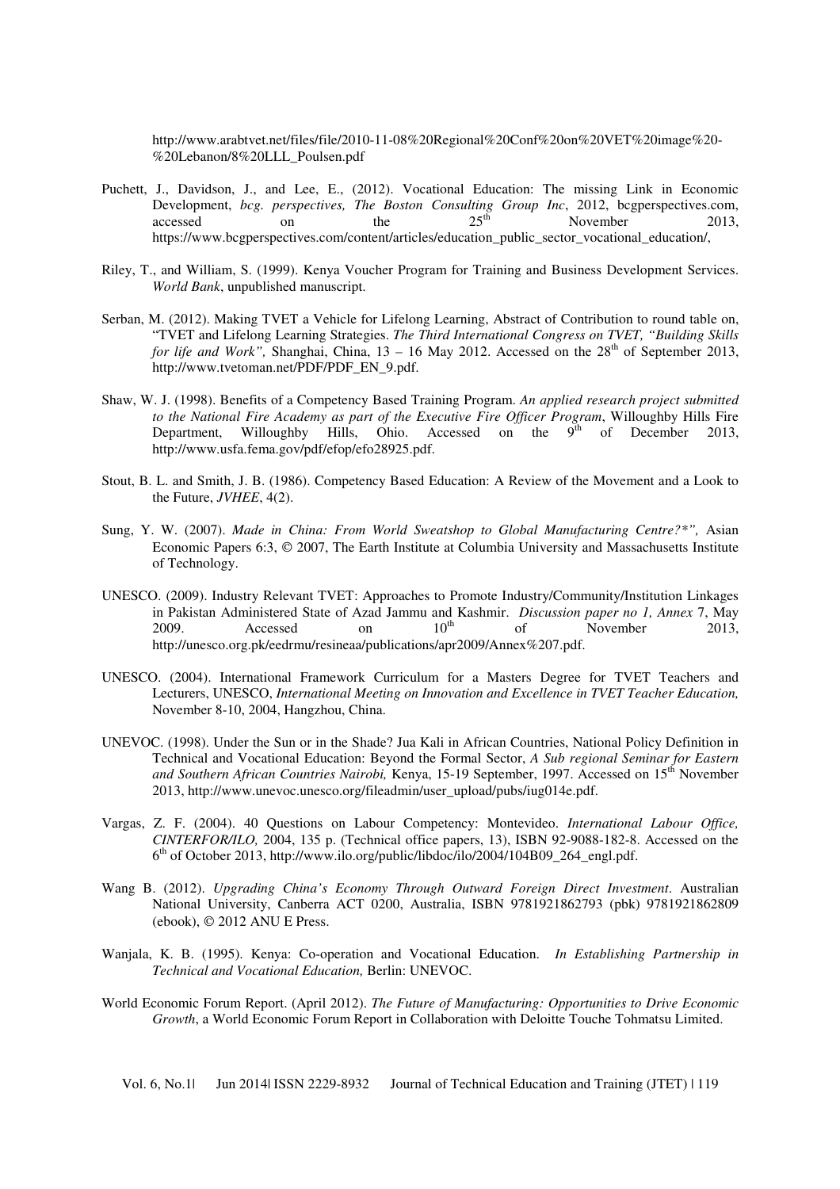http://www.arabtvet.net/files/file/2010-11-08%20Regional%20Conf%20on%20VET%20image%20-%20Lebanon/8%20LLL_Poulsen.pdf

Puchett, J., Davidson, J., and Lee, E., (2012). Vocational Education: The missing Link in Economic Development, *bcg. perspectives, The Boston Consulting Group Inc*, 2012, bcgperspectives.com, accessed on the 25th November 2013, https://www.bcgperspectives.com/content/articles/education_public_sector_vocational_education/,

Riley, T., and William, S. (1999). Kenya Voucher Program for Training and Business Development Services. *World Bank*, unpublished manuscript.

Serban, M. (2012). Making TVET a Vehicle for Lifelong Learning, Abstract of Contribution to round table on, "TVET and Lifelong Learning Strategies. *The Third International Congress on TVET, "Building Skills for life and Work",* Shanghai, China, 13 – 16 May 2012. Accessed on the 28th of September 2013, http://www.tvetoman.net/PDF/PDF_EN_9.pdf.

Shaw, W. J. (1998). Benefits of a Competency Based Training Program. *An applied research project submitted to the National Fire Academy as part of the Executive Fire Officer Program*, Willoughby Hills Fire Department, Willoughby Hills, Ohio. Accessed on the 9th of December 2013, http://www.usfa.fema.gov/pdf/efop/efo28925.pdf.

Stout, B. L. and Smith, J. B. (1986). Competency Based Education: A Review of the Movement and a Look to the Future, *JVHEE*, 4(2).

Sung, Y. W. (2007). *Made in China: From World Sweatshop to Global Manufacturing Centre?\*",* Asian Economic Papers 6:3, © 2007, The Earth Institute at Columbia University and Massachusetts Institute of Technology.

UNESCO. (2009). Industry Relevant TVET: Approaches to Promote Industry/Community/Institution Linkages in Pakistan Administered State of Azad Jammu and Kashmir. *Discussion paper no 1, Annex* 7, May 2009. Accessed on 10th of November 2013, http://unesco.org.pk/eedrmu/resineaa/publications/apr2009/Annex%207.pdf.

UNESCO. (2004). International Framework Curriculum for a Masters Degree for TVET Teachers and Lecturers, UNESCO, *International Meeting on Innovation and Excellence in TVET Teacher Education,* November 8-10, 2004, Hangzhou, China.

UNEVOC. (1998). Under the Sun or in the Shade? Jua Kali in African Countries, National Policy Definition in Technical and Vocational Education: Beyond the Formal Sector, *A Sub regional Seminar for Eastern and Southern African Countries Nairobi,* Kenya, 15-19 September, 1997. Accessed on 15th November 2013, http://www.unevoc.unesco.org/fileadmin/user_upload/pubs/iug014e.pdf.

Vargas, Z. F. (2004). 40 Questions on Labour Competency: Montevideo. *International Labour Office, CINTERFOR/ILO,* 2004, 135 p. (Technical office papers, 13), ISBN 92-9088-182-8. Accessed on the 6th of October 2013, http://www.ilo.org/public/libdoc/ilo/2004/104B09_264_engl.pdf.

Wang B. (2012). *Upgrading China's Economy Through Outward Foreign Direct Investment*. Australian National University, Canberra ACT 0200, Australia, ISBN 9781921862793 (pbk) 9781921862809 (ebook), © 2012 ANU E Press.

Wanjala, K. B. (1995). Kenya: Co-operation and Vocational Education. *In Establishing Partnership in Technical and Vocational Education,* Berlin: UNEVOC.

World Economic Forum Report. (April 2012). *The Future of Manufacturing: Opportunities to Drive Economic Growth*, a World Economic Forum Report in Collaboration with Deloitte Touche Tohmatsu Limited.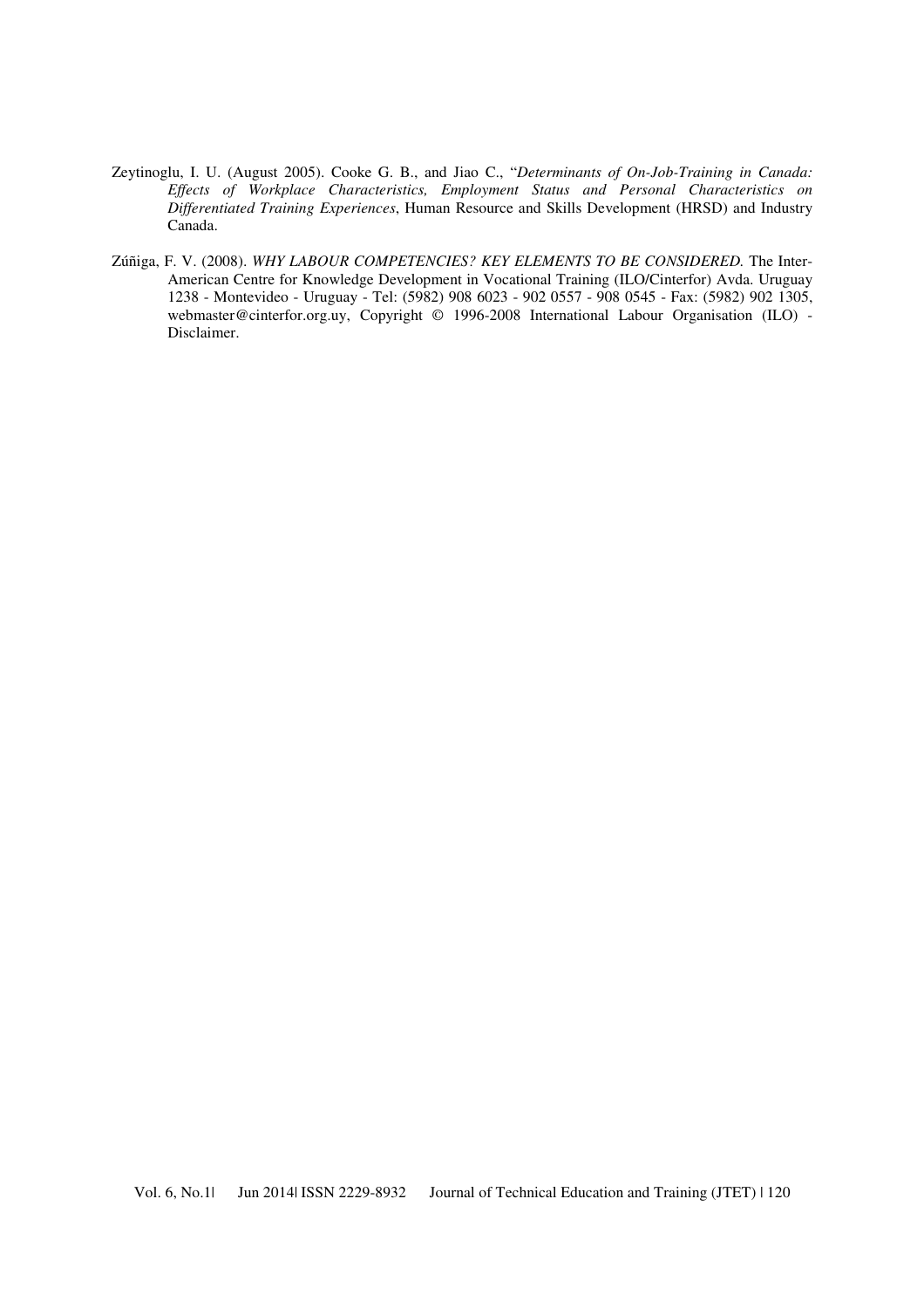Zeytinoglu, I. U. (August 2005). Cooke G. B., and Jiao C., "*Determinants of On-Job-Training in Canada: Effects of Workplace Characteristics, Employment Status and Personal Characteristics on Differentiated Training Experiences*, Human Resource and Skills Development (HRSD) and Industry Canada.

Zúñiga, F. V. (2008). *WHY LABOUR COMPETENCIES? KEY ELEMENTS TO BE CONSIDERED.* The Inter-American Centre for Knowledge Development in Vocational Training (ILO/Cinterfor) Avda. Uruguay 1238 - Montevideo - Uruguay - Tel: (5982) 908 6023 - 902 0557 - 908 0545 - Fax: (5982) 902 1305, webmaster@cinterfor.org.uy, Copyright © 1996-2008 International Labour Organisation (ILO) - Disclaimer.